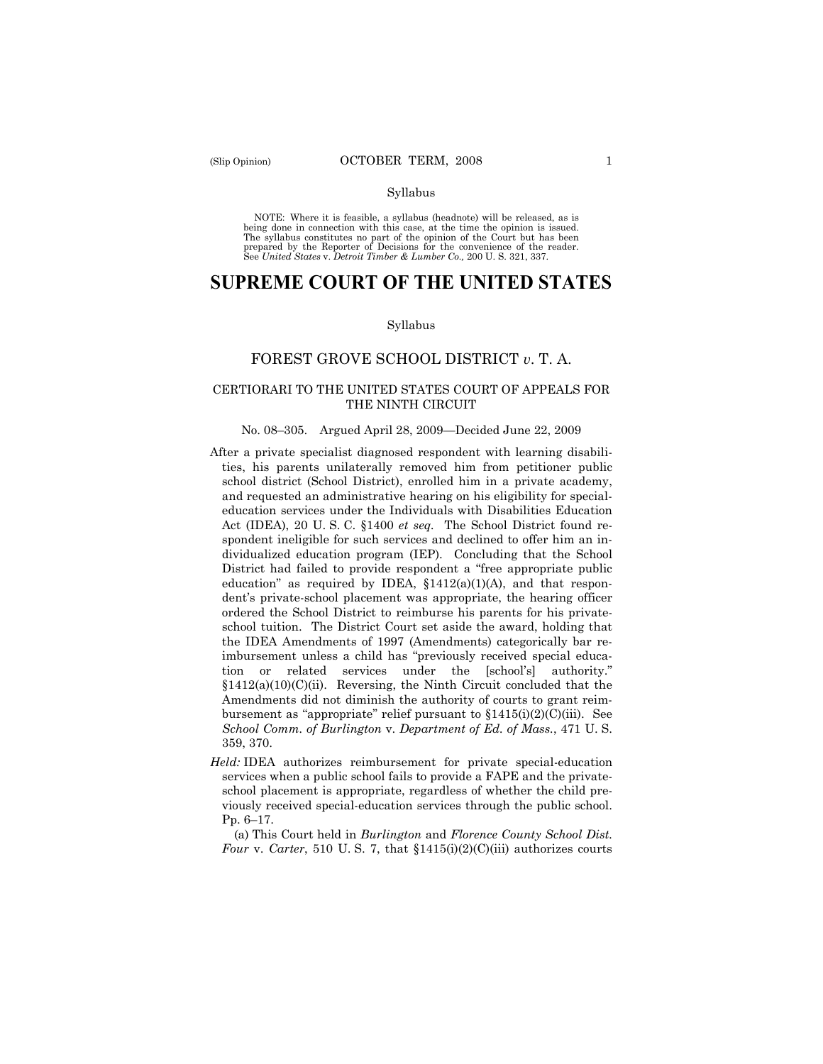Syllabus

NOTE: Where it is feasible, a syllabus (headnote) will be released, as is being done in connection with this case, at the time the opinion is issued. The syllabus constitutes no part of the opinion of the Court but has been prepared by the Reporter of Decisions for the convenience of the reader. See *United States* v. *Detroit Timber & Lumber Co.,* 200 U. S. 321, 337.

# SUPREME COURT OF THE UNITED STATES

Syllabus

## FOREST GROVE SCHOOL DISTRICT *v.* T. A.

### CERTIORARI TO THE UNITED STATES COURT OF APPEALS FOR THE NINTH CIRCUIT

No. 08–305. Argued April 28, 2009—Decided June 22, 2009

After a private specialist diagnosed respondent with learning disabilities, his parents unilaterally removed him from petitioner public school district (School District), enrolled him in a private academy, and requested an administrative hearing on his eligibility for special-education services under the Individuals with Disabilities Education Act (IDEA), 20 U. S. C. §1400 *et seq.* The School District found respondent ineligible for such services and declined to offer him an individualized education program (IEP). Concluding that the School District had failed to provide respondent a "free appropriate public education" as required by IDEA, §1412(a)(1)(A), and that respondent's private-school placement was appropriate, the hearing officer ordered the School District to reimburse his parents for his private-school tuition. The District Court set aside the award, holding that the IDEA Amendments of 1997 (Amendments) categorically bar reimbursement unless a child has "previously received special education or related services under the [school's] authority." §1412(a)(10)(C)(ii). Reversing, the Ninth Circuit concluded that the Amendments did not diminish the authority of courts to grant reimbursement as "appropriate" relief pursuant to §1415(i)(2)(C)(iii). See *School Comm. of Burlington* v. *Department of Ed. of Mass.*, 471 U. S. 359, 370.

*Held:* IDEA authorizes reimbursement for private special-education services when a public school fails to provide a FAPE and the private-school placement is appropriate, regardless of whether the child previously received special-education services through the public school. Pp. 6–17.

(a) This Court held in *Burlington* and *Florence County School Dist. Four* v. *Carter*, 510 U. S. 7, that §1415(i)(2)(C)(iii) authorizes courts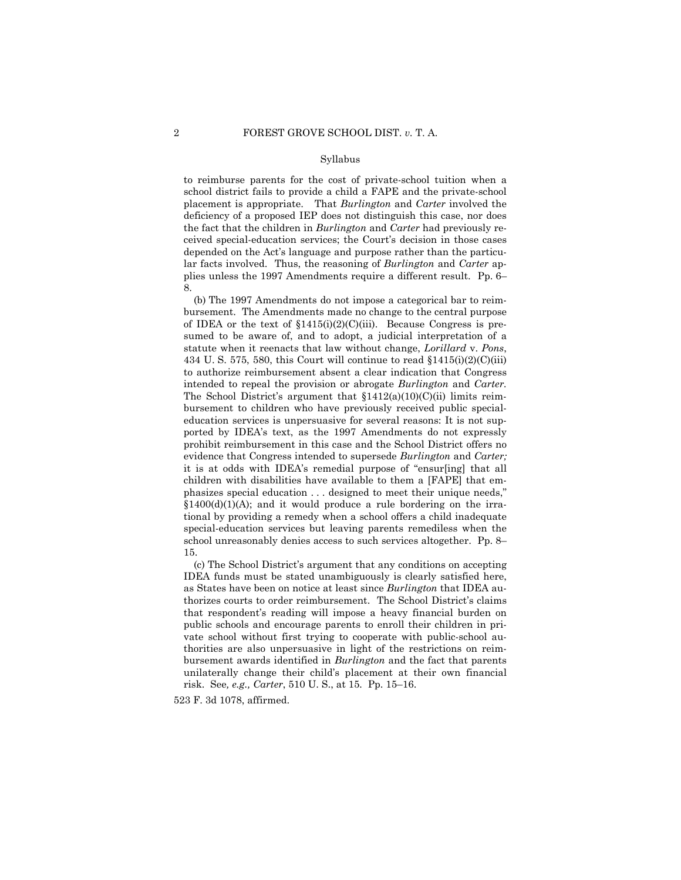Syllabus

to reimburse parents for the cost of private-school tuition when a school district fails to provide a child a FAPE and the private-school placement is appropriate. That *Burlington* and *Carter* involved the deficiency of a proposed IEP does not distinguish this case, nor does the fact that the children in *Burlington* and *Carter* had previously received special-education services; the Court's decision in those cases depended on the Act's language and purpose rather than the particular facts involved. Thus, the reasoning of *Burlington* and *Carter* applies unless the 1997 Amendments require a different result. Pp. 6–8.

(b) The 1997 Amendments do not impose a categorical bar to reimbursement. The Amendments made no change to the central purpose of IDEA or the text of §1415(i)(2)(C)(iii). Because Congress is presumed to be aware of, and to adopt, a judicial interpretation of a statute when it reenacts that law without change, *Lorillard* v. *Pons*, 434 U. S. 575, 580, this Court will continue to read §1415(i)(2)(C)(iii) to authorize reimbursement absent a clear indication that Congress intended to repeal the provision or abrogate *Burlington* and *Carter*. The School District's argument that §1412(a)(10)(C)(ii) limits reimbursement to children who have previously received public special-education services is unpersuasive for several reasons: It is not supported by IDEA's text, as the 1997 Amendments do not expressly prohibit reimbursement in this case and the School District offers no evidence that Congress intended to supersede *Burlington* and *Carter;* it is at odds with IDEA's remedial purpose of "ensur[ing] that all children with disabilities have available to them a [FAPE] that emphasizes special education . . . designed to meet their unique needs," §1400(d)(1)(A); and it would produce a rule bordering on the irrational by providing a remedy when a school offers a child inadequate special-education services but leaving parents remediless when the school unreasonably denies access to such services altogether. Pp. 8–15.

(c) The School District's argument that any conditions on accepting IDEA funds must be stated unambiguously is clearly satisfied here, as States have been on notice at least since *Burlington* that IDEA authorizes courts to order reimbursement. The School District's claims that respondent's reading will impose a heavy financial burden on public schools and encourage parents to enroll their children in private school without first trying to cooperate with public-school authorities are also unpersuasive in light of the restrictions on reimbursement awards identified in *Burlington* and the fact that parents unilaterally change their child's placement at their own financial risk. See*, e.g., Carter*, 510 U. S., at 15. Pp. 15–16.

523 F. 3d 1078, affirmed.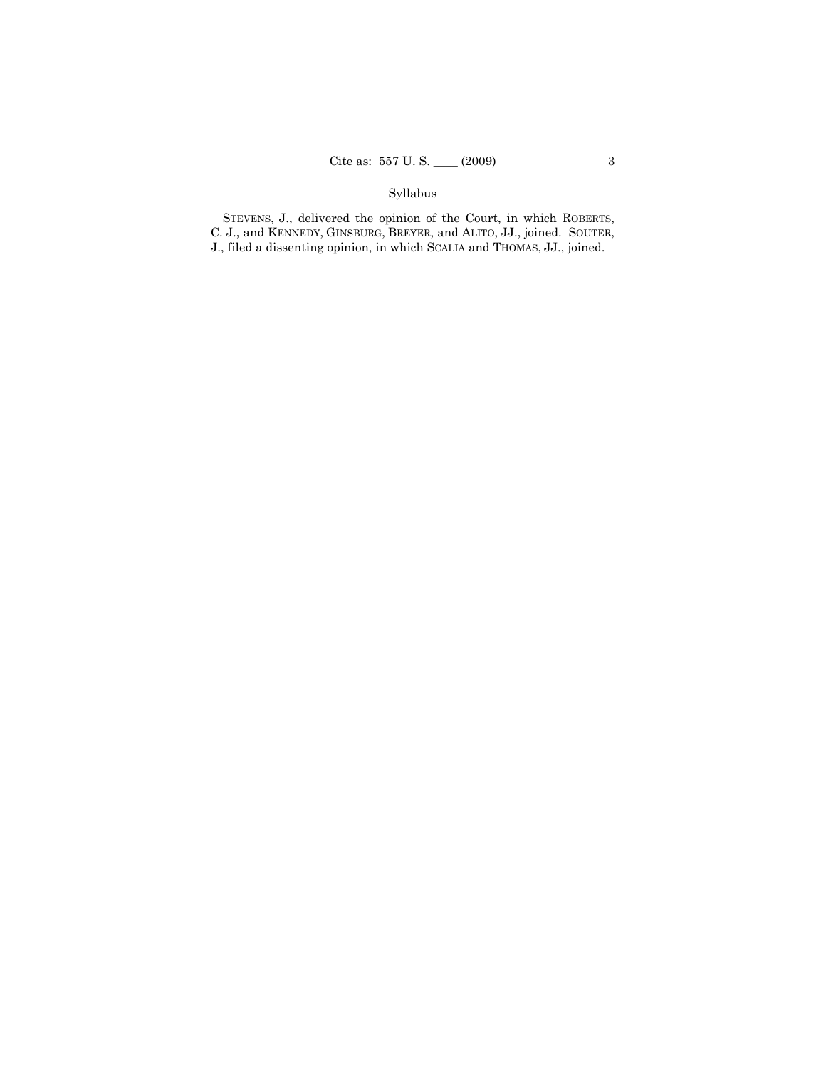STEVENS, J., delivered the opinion of the Court, in which ROBERTS, C. J., and KENNEDY, GINSBURG, BREYER, and ALITO, JJ., joined. SOUTER, J., filed a dissenting opinion, in which SCALIA and THOMAS, JJ., joined.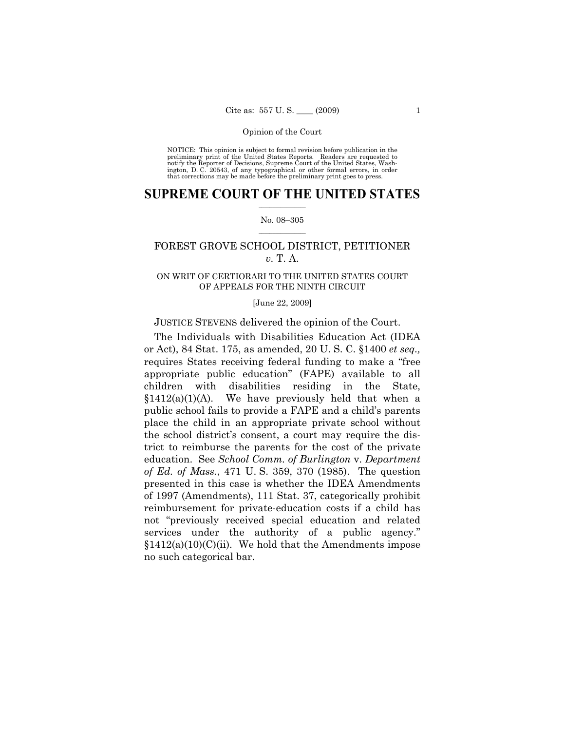NOTICE: This opinion is subject to formal revision before publication in the preliminary print of the United States Reports. Readers are requested to notify the Reporter of Decisions, Supreme Court of the United States, Washington, D. C. 20543, of any typographical or other formal errors, in order that corrections may be made before the preliminary print goes to press.

# SUPREME COURT OF THE UNITED STATES

No. 08–305

## FOREST GROVE SCHOOL DISTRICT, PETITIONER *v.* T. A.

ON WRIT OF CERTIORARI TO THE UNITED STATES COURT OF APPEALS FOR THE NINTH CIRCUIT

[June 22, 2009]

JUSTICE STEVENS delivered the opinion of the Court.

The Individuals with Disabilities Education Act (IDEA or Act), 84 Stat. 175, as amended, 20 U. S. C. §1400 *et seq.,* requires States receiving federal funding to make a "free appropriate public education" (FAPE) available to all children with disabilities residing in the State, §1412(a)(1)(A). We have previously held that when a public school fails to provide a FAPE and a child's parents place the child in an appropriate private school without the school district's consent, a court may require the district to reimburse the parents for the cost of the private education. See *School Comm. of Burlington* v. *Department of Ed. of Mass.*, 471 U. S. 359, 370 (1985). The question presented in this case is whether the IDEA Amendments of 1997 (Amendments), 111 Stat. 37, categorically prohibit reimbursement for private-education costs if a child has not "previously received special education and related services under the authority of a public agency." §1412(a)(10)(C)(ii). We hold that the Amendments impose no such categorical bar.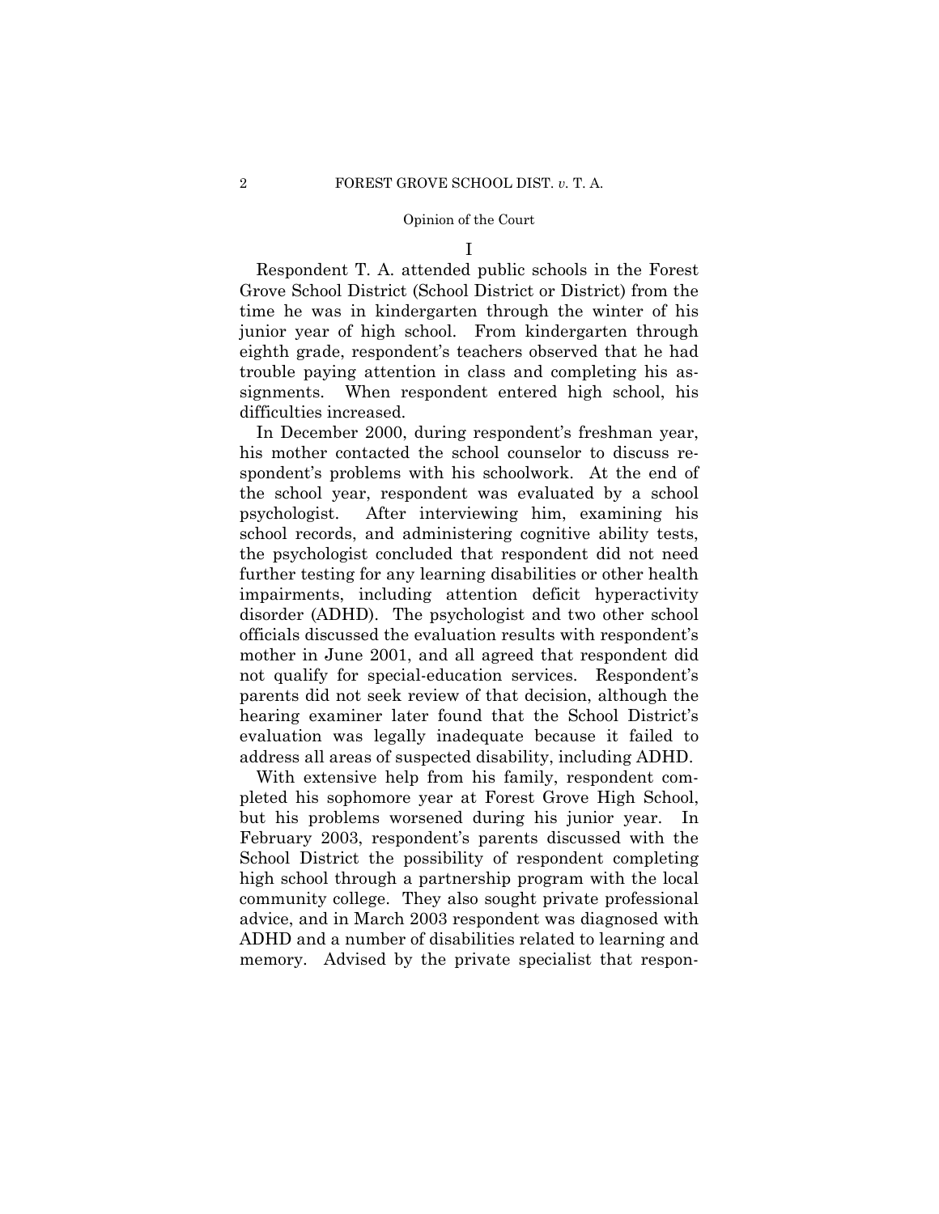## I

Respondent T. A. attended public schools in the Forest Grove School District (School District or District) from the time he was in kindergarten through the winter of his junior year of high school. From kindergarten through eighth grade, respondent's teachers observed that he had trouble paying attention in class and completing his assignments. When respondent entered high school, his difficulties increased.

In December 2000, during respondent's freshman year, his mother contacted the school counselor to discuss respondent's problems with his schoolwork. At the end of the school year, respondent was evaluated by a school psychologist. After interviewing him, examining his school records, and administering cognitive ability tests, the psychologist concluded that respondent did not need further testing for any learning disabilities or other health impairments, including attention deficit hyperactivity disorder (ADHD). The psychologist and two other school officials discussed the evaluation results with respondent's mother in June 2001, and all agreed that respondent did not qualify for special-education services. Respondent's parents did not seek review of that decision, although the hearing examiner later found that the School District's evaluation was legally inadequate because it failed to address all areas of suspected disability, including ADHD.

With extensive help from his family, respondent completed his sophomore year at Forest Grove High School, but his problems worsened during his junior year. In February 2003, respondent's parents discussed with the School District the possibility of respondent completing high school through a partnership program with the local community college. They also sought private professional advice, and in March 2003 respondent was diagnosed with ADHD and a number of disabilities related to learning and memory. Advised by the private specialist that respon-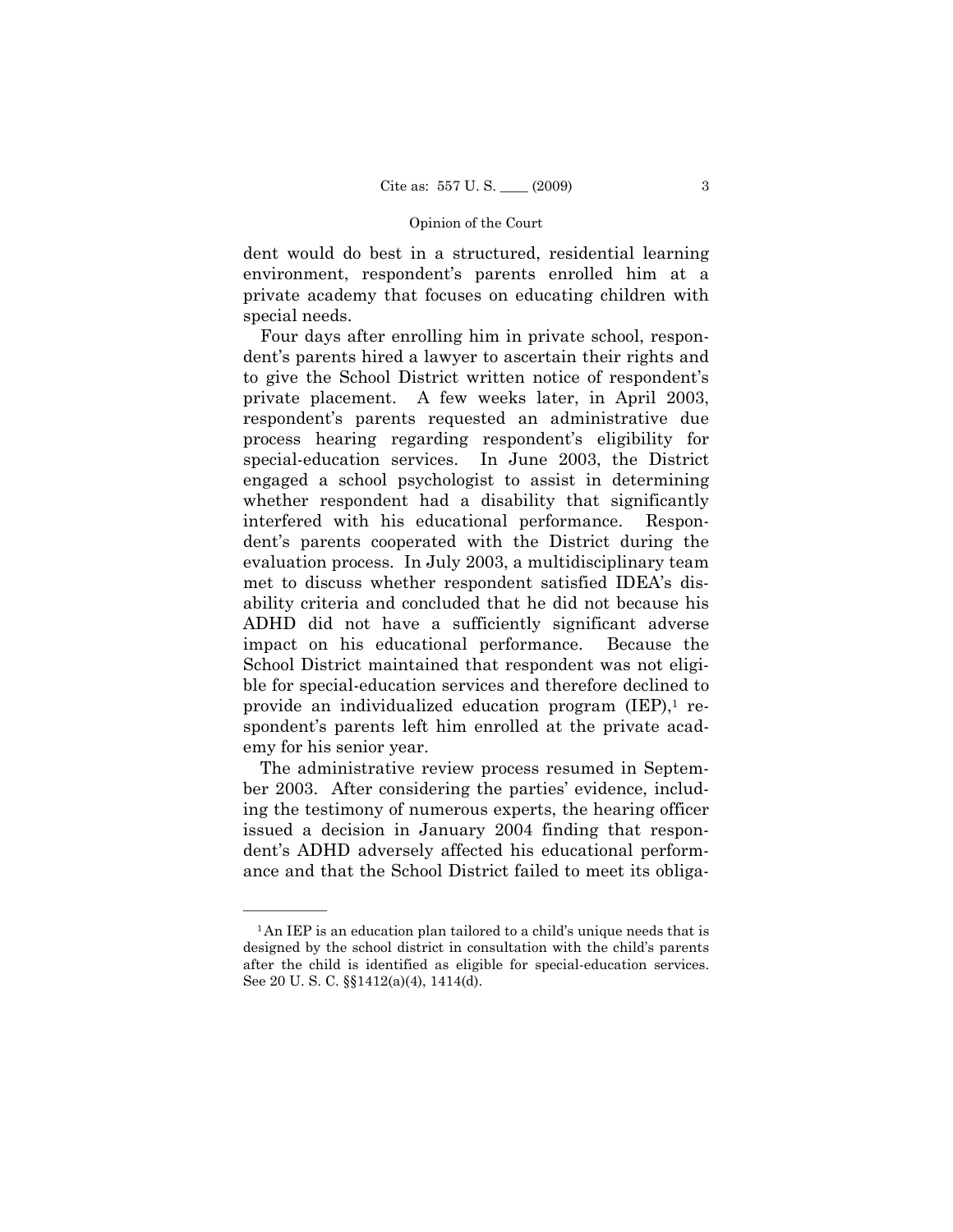dent would do best in a structured, residential learning environment, respondent's parents enrolled him at a private academy that focuses on educating children with special needs.

Four days after enrolling him in private school, respondent's parents hired a lawyer to ascertain their rights and to give the School District written notice of respondent's private placement. A few weeks later, in April 2003, respondent's parents requested an administrative due process hearing regarding respondent's eligibility for special-education services. In June 2003, the District engaged a school psychologist to assist in determining whether respondent had a disability that significantly interfered with his educational performance. Respondent's parents cooperated with the District during the evaluation process. In July 2003, a multidisciplinary team met to discuss whether respondent satisfied IDEA's disability criteria and concluded that he did not because his ADHD did not have a sufficiently significant adverse impact on his educational performance. Because the School District maintained that respondent was not eligible for special-education services and therefore declined to provide an individualized education program (IEP),[1] respondent's parents left him enrolled at the private academy for his senior year.

The administrative review process resumed in September 2003. After considering the parties' evidence, including the testimony of numerous experts, the hearing officer issued a decision in January 2004 finding that respondent's ADHD adversely affected his educational performance and that the School District failed to meet its obliga-

---

[1] An IEP is an education plan tailored to a child's unique needs that is designed by the school district in consultation with the child's parents after the child is identified as eligible for special-education services. See 20 U. S. C. §§1412(a)(4), 1414(d).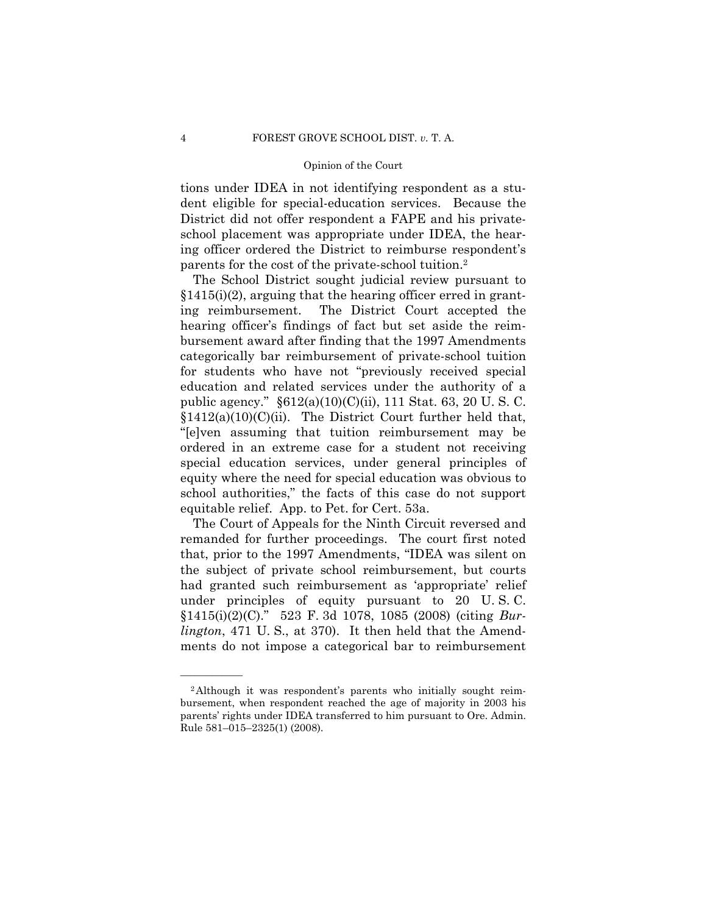tions under IDEA in not identifying respondent as a student eligible for special-education services. Because the District did not offer respondent a FAPE and his private-school placement was appropriate under IDEA, the hearing officer ordered the District to reimburse respondent's parents for the cost of the private-school tuition.[2]

The School District sought judicial review pursuant to §1415(i)(2), arguing that the hearing officer erred in granting reimbursement. The District Court accepted the hearing officer's findings of fact but set aside the reimbursement award after finding that the 1997 Amendments categorically bar reimbursement of private-school tuition for students who have not "previously received special education and related services under the authority of a public agency." §612(a)(10)(C)(ii), 111 Stat. 63, 20 U. S. C. §1412(a)(10)(C)(ii). The District Court further held that, "[e]ven assuming that tuition reimbursement may be ordered in an extreme case for a student not receiving special education services, under general principles of equity where the need for special education was obvious to school authorities," the facts of this case do not support equitable relief. App. to Pet. for Cert. 53a.

The Court of Appeals for the Ninth Circuit reversed and remanded for further proceedings. The court first noted that, prior to the 1997 Amendments, "IDEA was silent on the subject of private school reimbursement, but courts had granted such reimbursement as 'appropriate' relief under principles of equity pursuant to 20 U. S. C. §1415(i)(2)(C)." 523 F. 3d 1078, 1085 (2008) (citing *Burlington*, 471 U. S., at 370). It then held that the Amendments do not impose a categorical bar to reimbursement

---

[2] Although it was respondent's parents who initially sought reimbursement, when respondent reached the age of majority in 2003 his parents' rights under IDEA transferred to him pursuant to Ore. Admin. Rule 581–015–2325(1) (2008).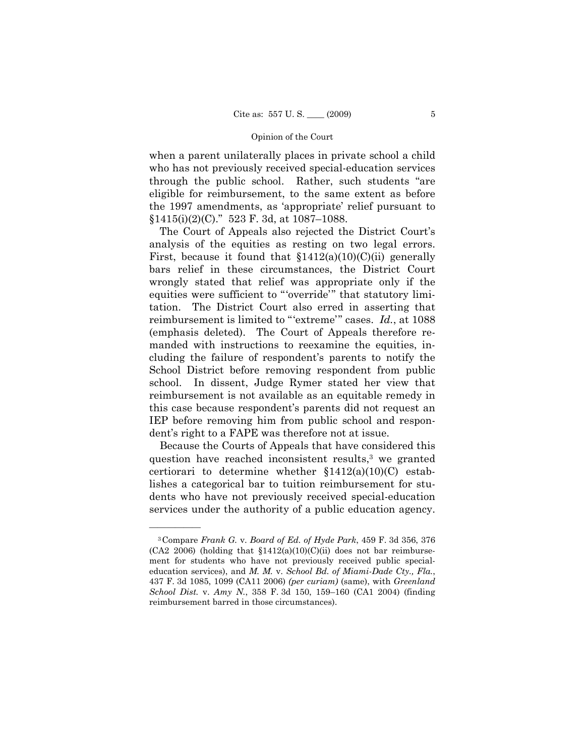when a parent unilaterally places in private school a child who has not previously received special-education services through the public school. Rather, such students "are eligible for reimbursement, to the same extent as before the 1997 amendments, as 'appropriate' relief pursuant to §1415(i)(2)(C)." 523 F. 3d, at 1087–1088.

The Court of Appeals also rejected the District Court's analysis of the equities as resting on two legal errors. First, because it found that §1412(a)(10)(C)(ii) generally bars relief in these circumstances, the District Court wrongly stated that relief was appropriate only if the equities were sufficient to "'override'" that statutory limitation. The District Court also erred in asserting that reimbursement is limited to "'extreme'" cases. *Id.*, at 1088 (emphasis deleted). The Court of Appeals therefore remanded with instructions to reexamine the equities, including the failure of respondent's parents to notify the School District before removing respondent from public school. In dissent, Judge Rymer stated her view that reimbursement is not available as an equitable remedy in this case because respondent's parents did not request an IEP before removing him from public school and respondent's right to a FAPE was therefore not at issue.

Because the Courts of Appeals that have considered this question have reached inconsistent results,[3] we granted certiorari to determine whether §1412(a)(10)(C) establishes a categorical bar to tuition reimbursement for students who have not previously received special-education services under the authority of a public education agency.

---

[3] Compare *Frank G.* v. *Board of Ed. of Hyde Park*, 459 F. 3d 356, 376 (CA2 2006) (holding that §1412(a)(10)(C)(ii) does not bar reimbursement for students who have not previously received public special-education services), and *M. M.* v. *School Bd. of Miami-Dade Cty., Fla.*, 437 F. 3d 1085, 1099 (CA11 2006) *(per curiam)* (same), with *Greenland School Dist.* v. *Amy N.*, 358 F. 3d 150, 159–160 (CA1 2004) (finding reimbursement barred in those circumstances).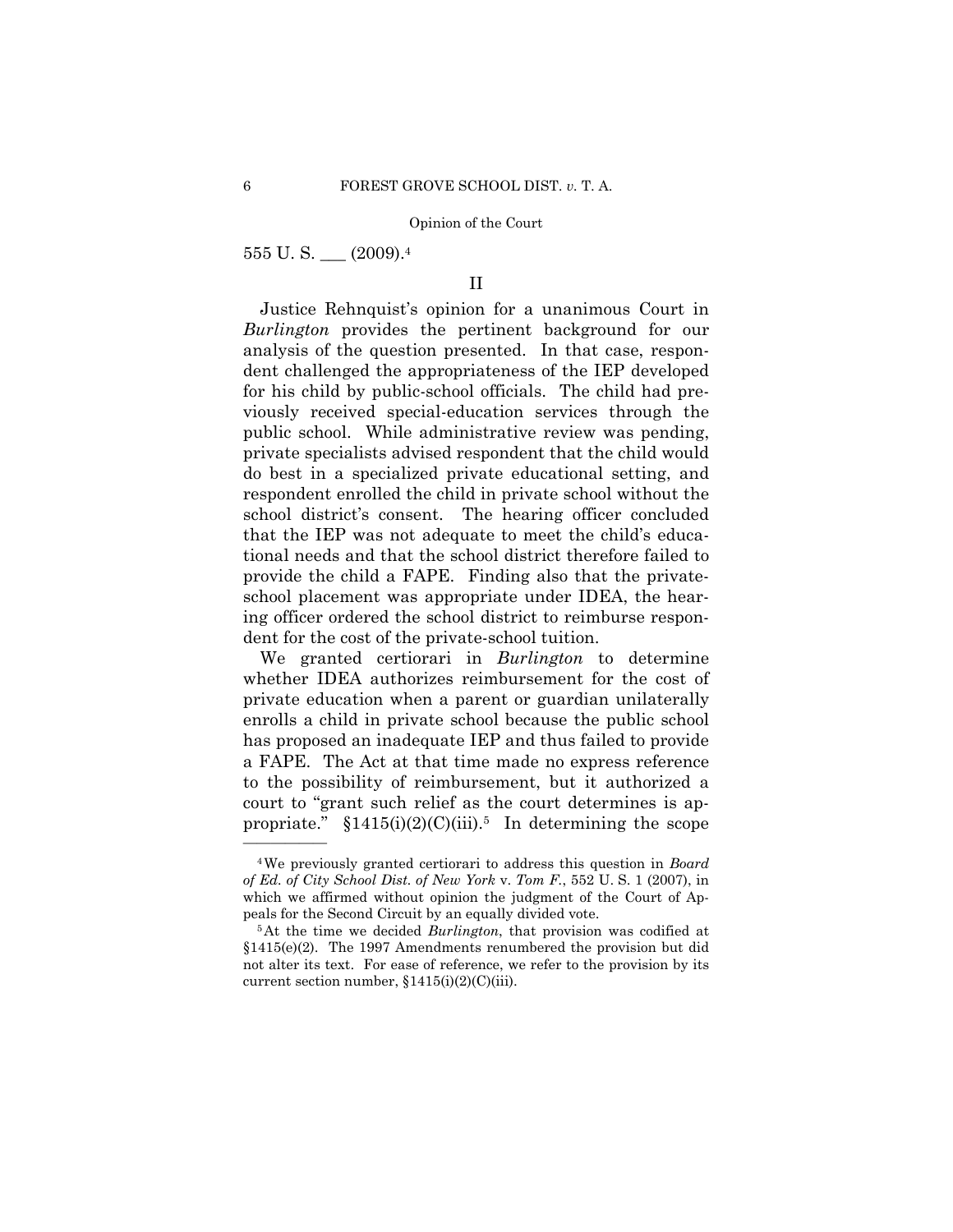555 U. S. ___ (2009).[4]

II

Justice Rehnquist's opinion for a unanimous Court in *Burlington* provides the pertinent background for our analysis of the question presented. In that case, respondent challenged the appropriateness of the IEP developed for his child by public-school officials. The child had previously received special-education services through the public school. While administrative review was pending, private specialists advised respondent that the child would do best in a specialized private educational setting, and respondent enrolled the child in private school without the school district's consent. The hearing officer concluded that the IEP was not adequate to meet the child's educational needs and that the school district therefore failed to provide the child a FAPE. Finding also that the private-school placement was appropriate under IDEA, the hearing officer ordered the school district to reimburse respondent for the cost of the private-school tuition.

We granted certiorari in *Burlington* to determine whether IDEA authorizes reimbursement for the cost of private education when a parent or guardian unilaterally enrolls a child in private school because the public school has proposed an inadequate IEP and thus failed to provide a FAPE. The Act at that time made no express reference to the possibility of reimbursement, but it authorized a court to "grant such relief as the court determines is appropriate." §1415(i)(2)(C)(iii).[5] In determining the scope

---

[4] We previously granted certiorari to address this question in *Board of Ed. of City School Dist. of New York* v. *Tom F.*, 552 U. S. 1 (2007), in which we affirmed without opinion the judgment of the Court of Appeals for the Second Circuit by an equally divided vote.

[5] At the time we decided *Burlington*, that provision was codified at §1415(e)(2). The 1997 Amendments renumbered the provision but did not alter its text. For ease of reference, we refer to the provision by its current section number, §1415(i)(2)(C)(iii).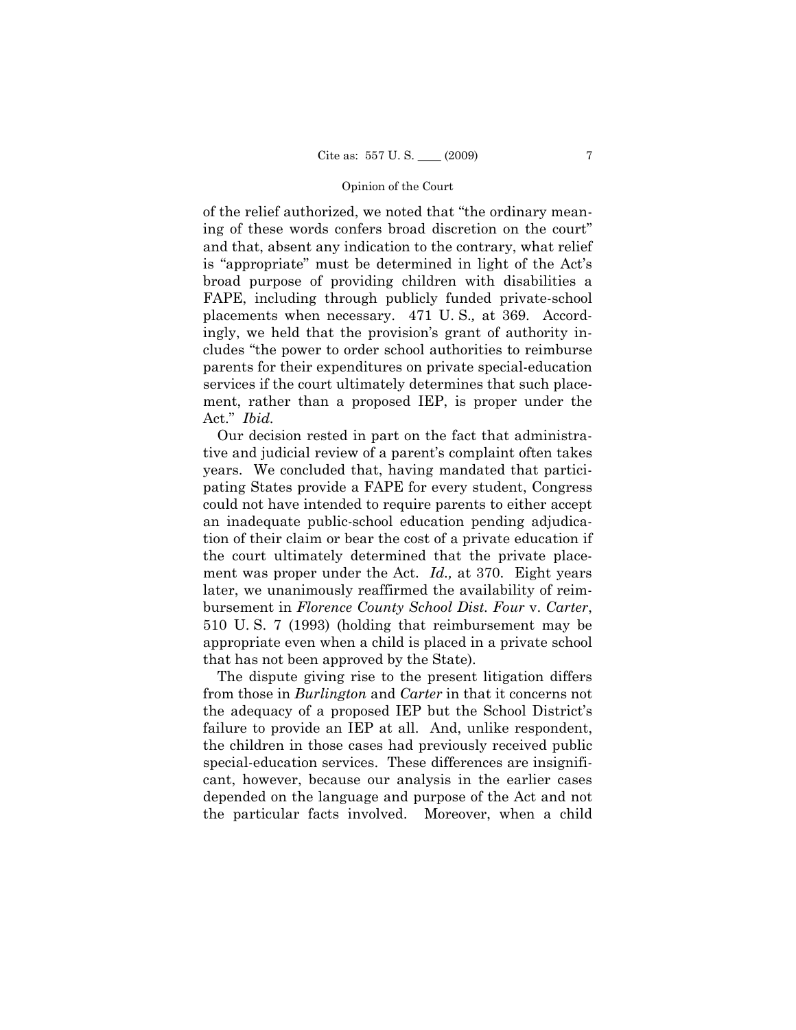of the relief authorized, we noted that "the ordinary meaning of these words confers broad discretion on the court" and that, absent any indication to the contrary, what relief is "appropriate" must be determined in light of the Act's broad purpose of providing children with disabilities a FAPE, including through publicly funded private-school placements when necessary. 471 U. S., at 369. Accordingly, we held that the provision's grant of authority includes "the power to order school authorities to reimburse parents for their expenditures on private special-education services if the court ultimately determines that such placement, rather than a proposed IEP, is proper under the Act." *Ibid.*

Our decision rested in part on the fact that administrative and judicial review of a parent's complaint often takes years. We concluded that, having mandated that participating States provide a FAPE for every student, Congress could not have intended to require parents to either accept an inadequate public-school education pending adjudication of their claim or bear the cost of a private education if the court ultimately determined that the private placement was proper under the Act. *Id.,* at 370. Eight years later, we unanimously reaffirmed the availability of reimbursement in *Florence County School Dist. Four* v. *Carter*, 510 U. S. 7 (1993) (holding that reimbursement may be appropriate even when a child is placed in a private school that has not been approved by the State).

The dispute giving rise to the present litigation differs from those in *Burlington* and *Carter* in that it concerns not the adequacy of a proposed IEP but the School District's failure to provide an IEP at all. And, unlike respondent, the children in those cases had previously received public special-education services. These differences are insignificant, however, because our analysis in the earlier cases depended on the language and purpose of the Act and not the particular facts involved. Moreover, when a child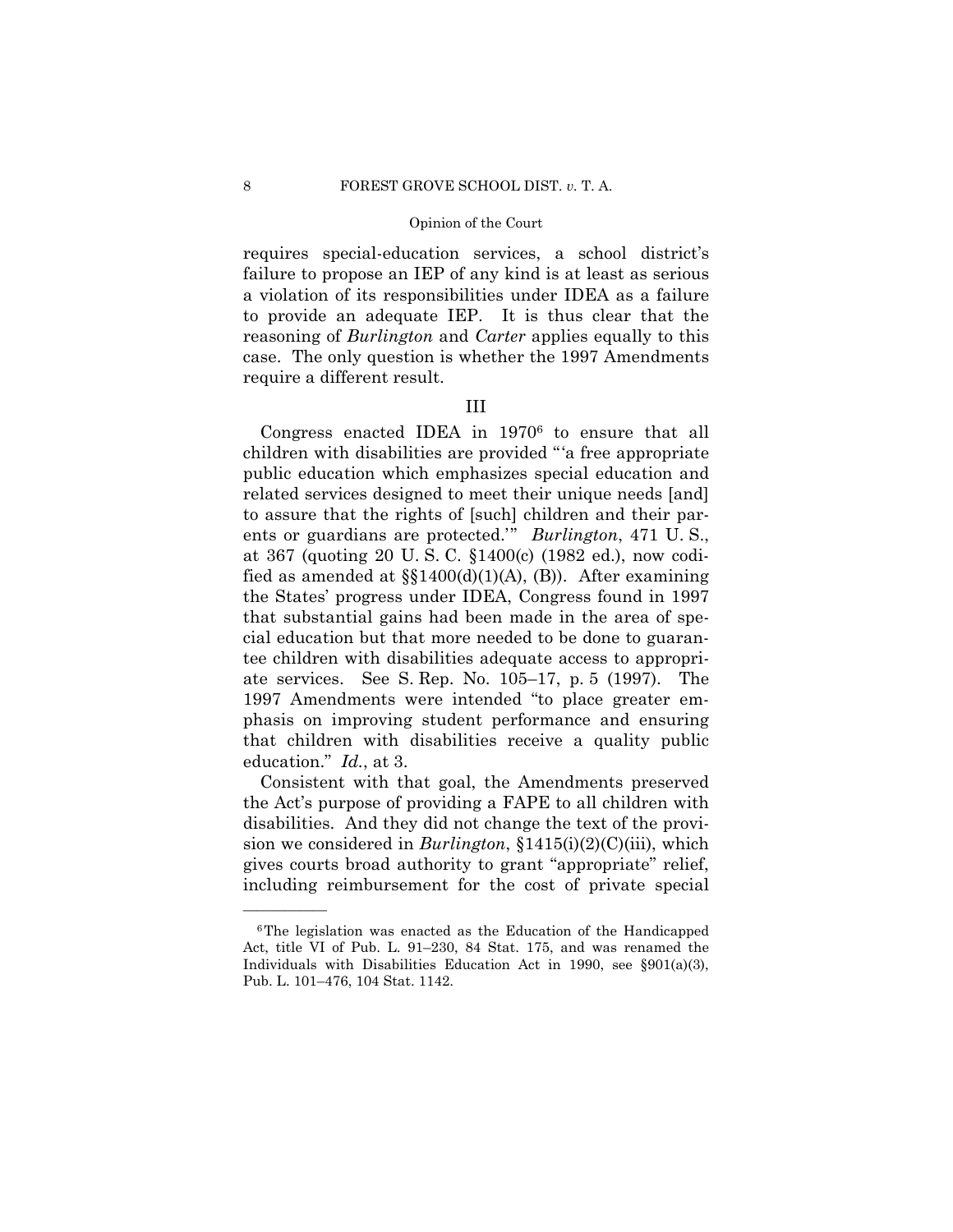requires special-education services, a school district's failure to propose an IEP of any kind is at least as serious a violation of its responsibilities under IDEA as a failure to provide an adequate IEP. It is thus clear that the reasoning of *Burlington* and *Carter* applies equally to this case. The only question is whether the 1997 Amendments require a different result.

## III

Congress enacted IDEA in 1970[6] to ensure that all children with disabilities are provided "'a free appropriate public education which emphasizes special education and related services designed to meet their unique needs [and] to assure that the rights of [such] children and their parents or guardians are protected.'" *Burlington*, 471 U. S., at 367 (quoting 20 U. S. C. §1400(c) (1982 ed.), now codified as amended at §§1400(d)(1)(A), (B)). After examining the States' progress under IDEA, Congress found in 1997 that substantial gains had been made in the area of special education but that more needed to be done to guarantee children with disabilities adequate access to appropriate services. See S. Rep. No. 105–17, p. 5 (1997). The 1997 Amendments were intended "to place greater emphasis on improving student performance and ensuring that children with disabilities receive a quality public education." *Id.*, at 3.

Consistent with that goal, the Amendments preserved the Act's purpose of providing a FAPE to all children with disabilities. And they did not change the text of the provision we considered in *Burlington*, §1415(i)(2)(C)(iii), which gives courts broad authority to grant "appropriate" relief, including reimbursement for the cost of private special

---

[6] The legislation was enacted as the Education of the Handicapped Act, title VI of Pub. L. 91–230, 84 Stat. 175, and was renamed the Individuals with Disabilities Education Act in 1990, see §901(a)(3), Pub. L. 101–476, 104 Stat. 1142.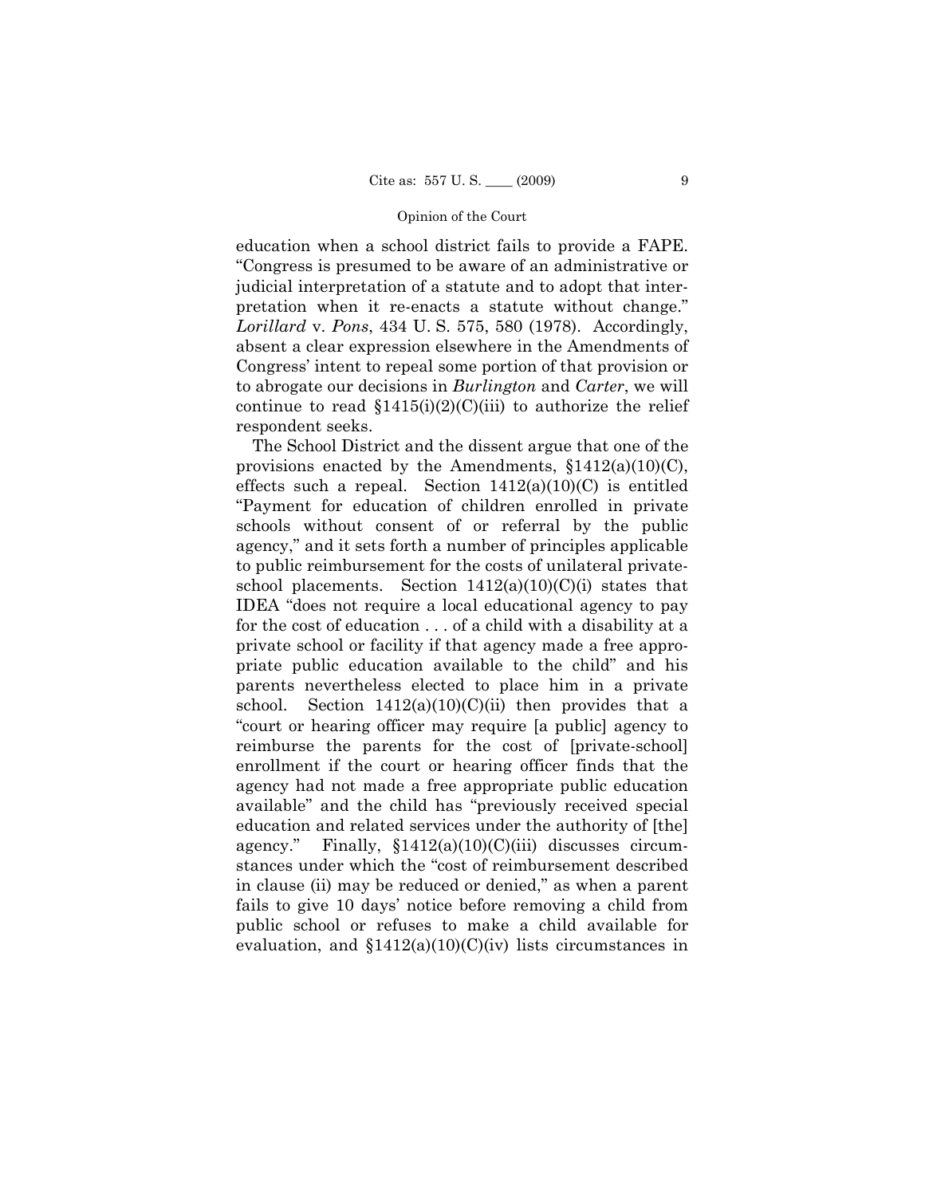education when a school district fails to provide a FAPE. "Congress is presumed to be aware of an administrative or judicial interpretation of a statute and to adopt that interpretation when it re-enacts a statute without change." *Lorillard* v. *Pons*, 434 U. S. 575, 580 (1978). Accordingly, absent a clear expression elsewhere in the Amendments of Congress' intent to repeal some portion of that provision or to abrogate our decisions in *Burlington* and *Carter*, we will continue to read §1415(i)(2)(C)(iii) to authorize the relief respondent seeks.

The School District and the dissent argue that one of the provisions enacted by the Amendments, §1412(a)(10)(C), effects such a repeal. Section 1412(a)(10)(C) is entitled "Payment for education of children enrolled in private schools without consent of or referral by the public agency," and it sets forth a number of principles applicable to public reimbursement for the costs of unilateral private-school placements. Section 1412(a)(10)(C)(i) states that IDEA "does not require a local educational agency to pay for the cost of education . . . of a child with a disability at a private school or facility if that agency made a free appropriate public education available to the child" and his parents nevertheless elected to place him in a private school. Section 1412(a)(10)(C)(ii) then provides that a "court or hearing officer may require [a public] agency to reimburse the parents for the cost of [private-school] enrollment if the court or hearing officer finds that the agency had not made a free appropriate public education available" and the child has "previously received special education and related services under the authority of [the] agency." Finally, §1412(a)(10)(C)(iii) discusses circumstances under which the "cost of reimbursement described in clause (ii) may be reduced or denied," as when a parent fails to give 10 days' notice before removing a child from public school or refuses to make a child available for evaluation, and §1412(a)(10)(C)(iv) lists circumstances in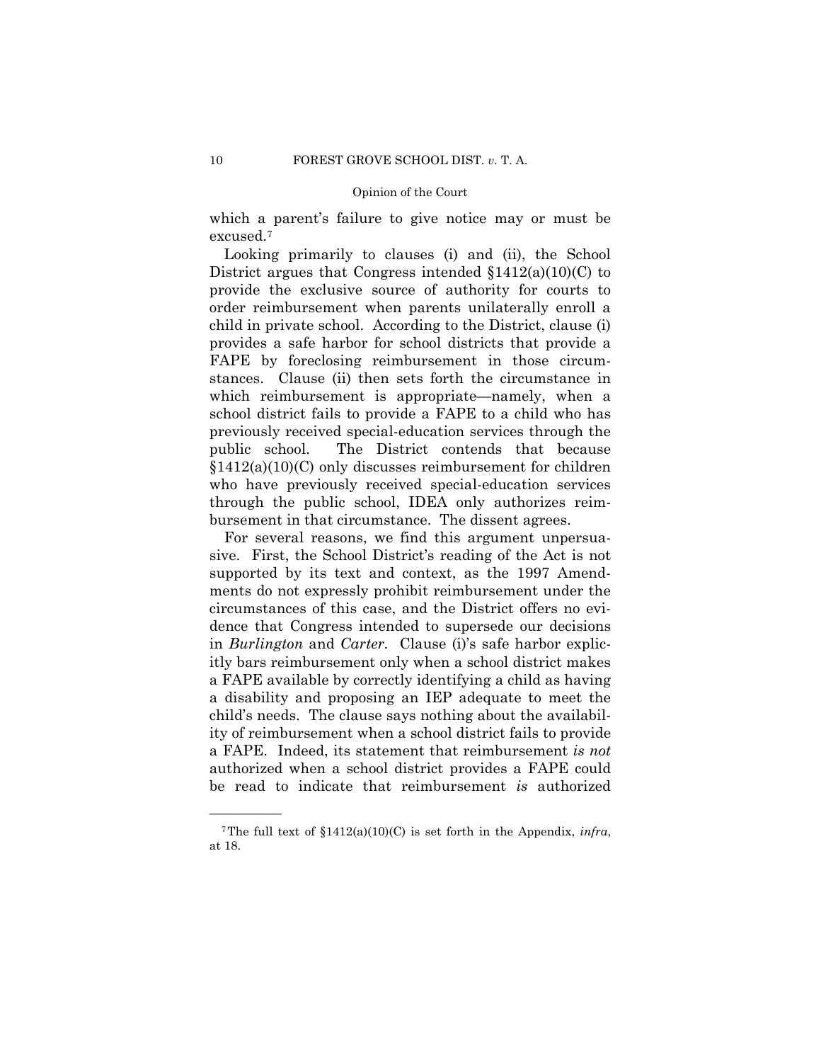which a parent's failure to give notice may or must be excused.[7]

Looking primarily to clauses (i) and (ii), the School District argues that Congress intended §1412(a)(10)(C) to provide the exclusive source of authority for courts to order reimbursement when parents unilaterally enroll a child in private school. According to the District, clause (i) provides a safe harbor for school districts that provide a FAPE by foreclosing reimbursement in those circumstances. Clause (ii) then sets forth the circumstance in which reimbursement is appropriate—namely, when a school district fails to provide a FAPE to a child who has previously received special-education services through the public school. The District contends that because §1412(a)(10)(C) only discusses reimbursement for children who have previously received special-education services through the public school, IDEA only authorizes reimbursement in that circumstance. The dissent agrees.

For several reasons, we find this argument unpersuasive. First, the School District's reading of the Act is not supported by its text and context, as the 1997 Amendments do not expressly prohibit reimbursement under the circumstances of this case, and the District offers no evidence that Congress intended to supersede our decisions in *Burlington* and *Carter*. Clause (i)'s safe harbor explicitly bars reimbursement only when a school district makes a FAPE available by correctly identifying a child as having a disability and proposing an IEP adequate to meet the child's needs. The clause says nothing about the availability of reimbursement when a school district fails to provide a FAPE. Indeed, its statement that reimbursement *is not* authorized when a school district provides a FAPE could be read to indicate that reimbursement *is* authorized

[7] The full text of §1412(a)(10)(C) is set forth in the Appendix, *infra*, at 18.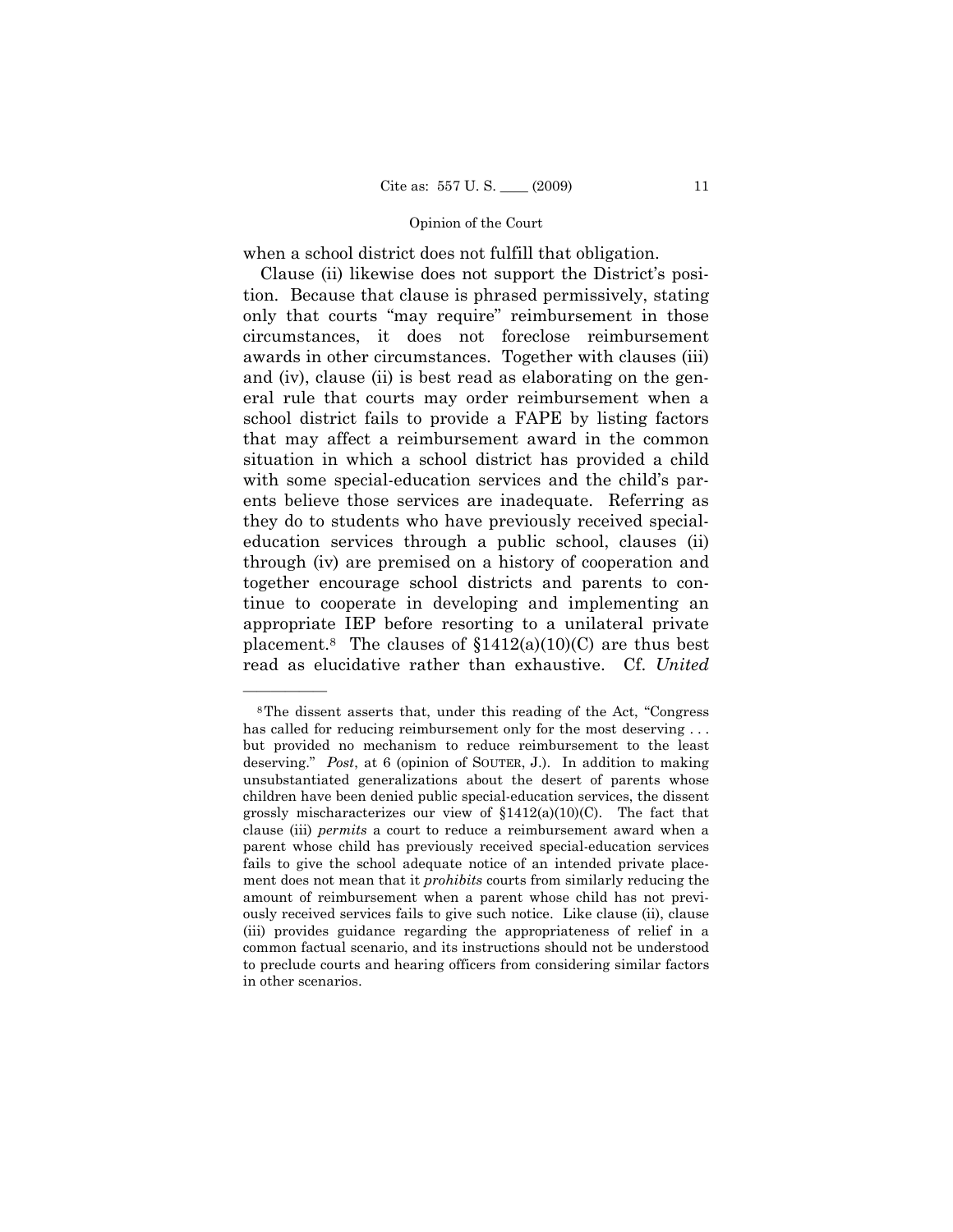when a school district does not fulfill that obligation.

Clause (ii) likewise does not support the District's position. Because that clause is phrased permissively, stating only that courts "may require" reimbursement in those circumstances, it does not foreclose reimbursement awards in other circumstances. Together with clauses (iii) and (iv), clause (ii) is best read as elaborating on the general rule that courts may order reimbursement when a school district fails to provide a FAPE by listing factors that may affect a reimbursement award in the common situation in which a school district has provided a child with some special-education services and the child's parents believe those services are inadequate. Referring as they do to students who have previously received special-education services through a public school, clauses (ii) through (iv) are premised on a history of cooperation and together encourage school districts and parents to continue to cooperate in developing and implementing an appropriate IEP before resorting to a unilateral private placement.[8] The clauses of §1412(a)(10)(C) are thus best read as elucidative rather than exhaustive. Cf. *United*

---

[8] The dissent asserts that, under this reading of the Act, "Congress has called for reducing reimbursement only for the most deserving . . . but provided no mechanism to reduce reimbursement to the least deserving." *Post*, at 6 (opinion of SOUTER, J.). In addition to making unsubstantiated generalizations about the desert of parents whose children have been denied public special-education services, the dissent grossly mischaracterizes our view of §1412(a)(10)(C). The fact that clause (iii) *permits* a court to reduce a reimbursement award when a parent whose child has previously received special-education services fails to give the school adequate notice of an intended private placement does not mean that it *prohibits* courts from similarly reducing the amount of reimbursement when a parent whose child has not previously received services fails to give such notice. Like clause (ii), clause (iii) provides guidance regarding the appropriateness of relief in a common factual scenario, and its instructions should not be understood to preclude courts and hearing officers from considering similar factors in other scenarios.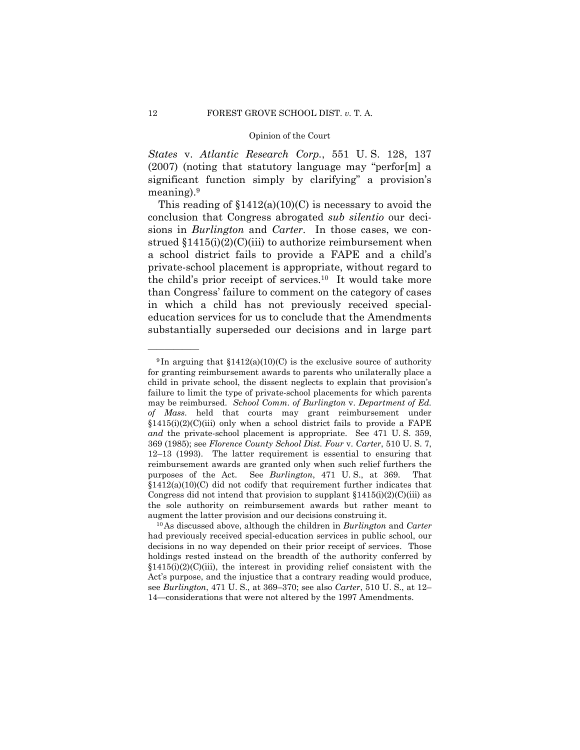*States* v. *Atlantic Research Corp.*, 551 U. S. 128, 137 (2007) (noting that statutory language may "perfor[m] a significant function simply by clarifying" a provision's meaning).[9]

This reading of §1412(a)(10)(C) is necessary to avoid the conclusion that Congress abrogated *sub silentio* our decisions in *Burlington* and *Carter*. In those cases, we construed §1415(i)(2)(C)(iii) to authorize reimbursement when a school district fails to provide a FAPE and a child's private-school placement is appropriate, without regard to the child's prior receipt of services.[10] It would take more than Congress' failure to comment on the category of cases in which a child has not previously received special-education services for us to conclude that the Amendments substantially superseded our decisions and in large part

---

[9] In arguing that §1412(a)(10)(C) is the exclusive source of authority for granting reimbursement awards to parents who unilaterally place a child in private school, the dissent neglects to explain that provision's failure to limit the type of private-school placements for which parents may be reimbursed. *School Comm. of Burlington* v. *Department of Ed. of Mass.* held that courts may grant reimbursement under §1415(i)(2)(C)(iii) only when a school district fails to provide a FAPE *and* the private-school placement is appropriate. See 471 U. S. 359, 369 (1985); see *Florence County School Dist. Four* v. *Carter*, 510 U. S. 7, 12–13 (1993). The latter requirement is essential to ensuring that reimbursement awards are granted only when such relief furthers the purposes of the Act. See *Burlington*, 471 U. S., at 369. That §1412(a)(10)(C) did not codify that requirement further indicates that Congress did not intend that provision to supplant §1415(i)(2)(C)(iii) as the sole authority on reimbursement awards but rather meant to augment the latter provision and our decisions construing it.

[10] As discussed above, although the children in *Burlington* and *Carter* had previously received special-education services in public school, our decisions in no way depended on their prior receipt of services. Those holdings rested instead on the breadth of the authority conferred by §1415(i)(2)(C)(iii), the interest in providing relief consistent with the Act's purpose, and the injustice that a contrary reading would produce, see *Burlington*, 471 U. S., at 369–370; see also *Carter*, 510 U. S., at 12–14—considerations that were not altered by the 1997 Amendments.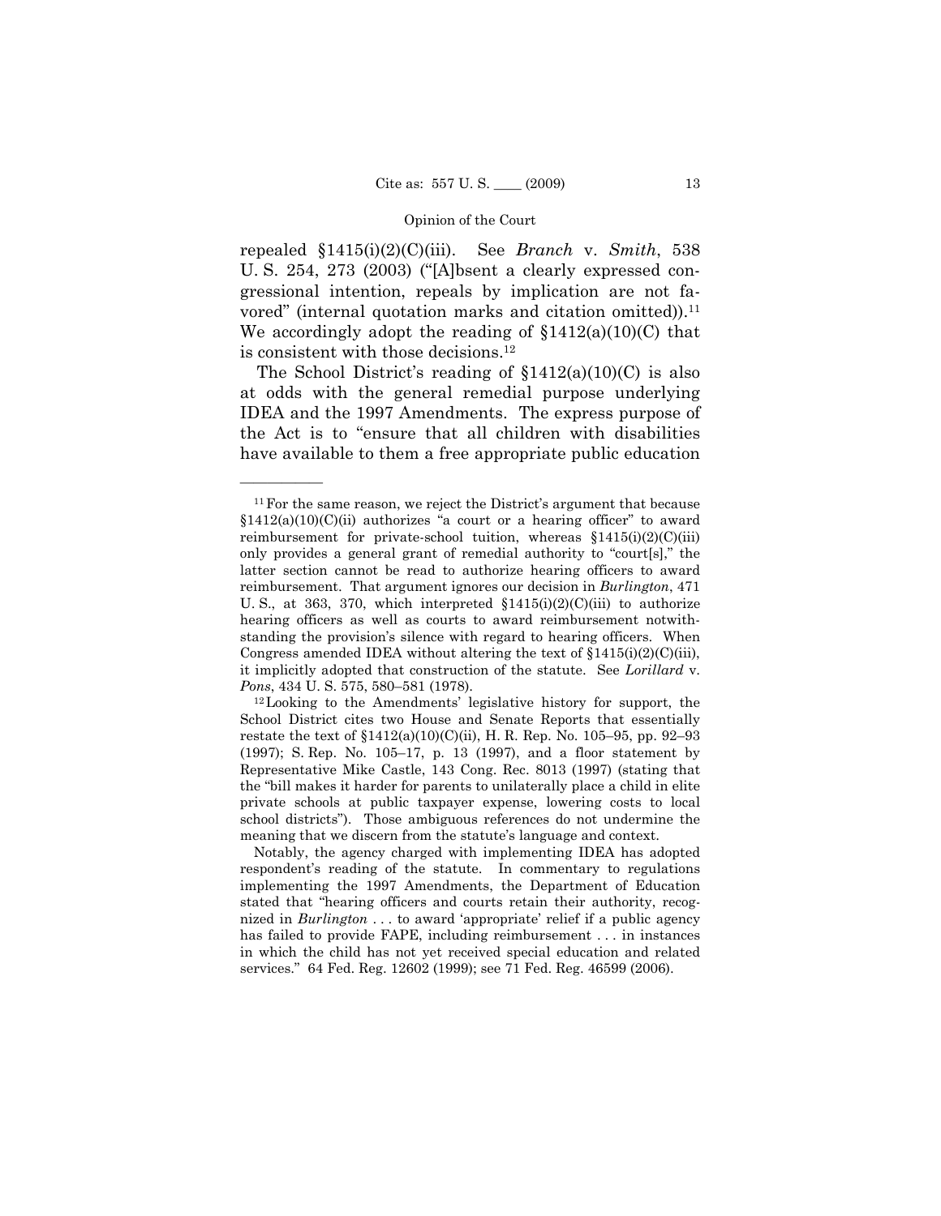repealed §1415(i)(2)(C)(iii). See *Branch* v. *Smith*, 538 U. S. 254, 273 (2003) ("[A]bsent a clearly expressed congressional intention, repeals by implication are not favored" (internal quotation marks and citation omitted)).[11] We accordingly adopt the reading of §1412(a)(10)(C) that is consistent with those decisions.[12]

The School District's reading of §1412(a)(10)(C) is also at odds with the general remedial purpose underlying IDEA and the 1997 Amendments. The express purpose of the Act is to "ensure that all children with disabilities have available to them a free appropriate public education

---

[11] For the same reason, we reject the District's argument that because §1412(a)(10)(C)(ii) authorizes "a court or a hearing officer" to award reimbursement for private-school tuition, whereas §1415(i)(2)(C)(iii) only provides a general grant of remedial authority to "court[s]," the latter section cannot be read to authorize hearing officers to award reimbursement. That argument ignores our decision in *Burlington*, 471 U. S., at 363, 370, which interpreted §1415(i)(2)(C)(iii) to authorize hearing officers as well as courts to award reimbursement notwithstanding the provision's silence with regard to hearing officers. When Congress amended IDEA without altering the text of §1415(i)(2)(C)(iii), it implicitly adopted that construction of the statute. See *Lorillard* v. *Pons*, 434 U. S. 575, 580–581 (1978).

[12] Looking to the Amendments' legislative history for support, the School District cites two House and Senate Reports that essentially restate the text of §1412(a)(10)(C)(ii), H. R. Rep. No. 105–95, pp. 92–93 (1997); S. Rep. No. 105–17, p. 13 (1997), and a floor statement by Representative Mike Castle, 143 Cong. Rec. 8013 (1997) (stating that the "bill makes it harder for parents to unilaterally place a child in elite private schools at public taxpayer expense, lowering costs to local school districts"). Those ambiguous references do not undermine the meaning that we discern from the statute's language and context.

Notably, the agency charged with implementing IDEA has adopted respondent's reading of the statute. In commentary to regulations implementing the 1997 Amendments, the Department of Education stated that "hearing officers and courts retain their authority, recognized in *Burlington* . . . to award 'appropriate' relief if a public agency has failed to provide FAPE, including reimbursement . . . in instances in which the child has not yet received special education and related services." 64 Fed. Reg. 12602 (1999); see 71 Fed. Reg. 46599 (2006).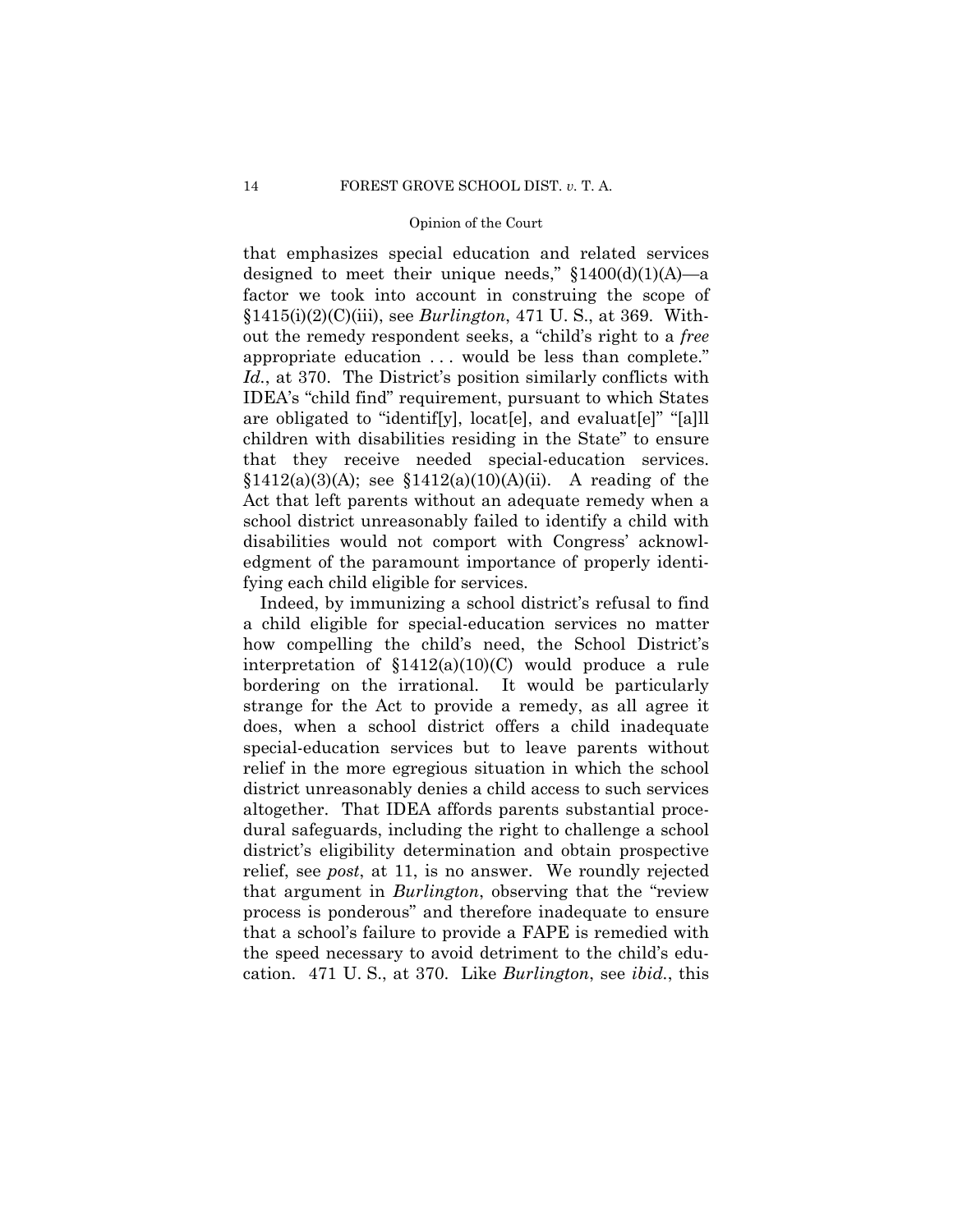that emphasizes special education and related services designed to meet their unique needs," §1400(d)(1)(A)—a factor we took into account in construing the scope of §1415(i)(2)(C)(iii), see *Burlington*, 471 U. S., at 369. Without the remedy respondent seeks, a "child's right to a *free* appropriate education . . . would be less than complete." *Id.*, at 370. The District's position similarly conflicts with IDEA's "child find" requirement, pursuant to which States are obligated to "identif[y], locat[e], and evaluat[e]" "[a]ll children with disabilities residing in the State" to ensure that they receive needed special-education services. §1412(a)(3)(A); see §1412(a)(10)(A)(ii). A reading of the Act that left parents without an adequate remedy when a school district unreasonably failed to identify a child with disabilities would not comport with Congress' acknowledgment of the paramount importance of properly identifying each child eligible for services.

Indeed, by immunizing a school district's refusal to find a child eligible for special-education services no matter how compelling the child's need, the School District's interpretation of §1412(a)(10)(C) would produce a rule bordering on the irrational. It would be particularly strange for the Act to provide a remedy, as all agree it does, when a school district offers a child inadequate special-education services but to leave parents without relief in the more egregious situation in which the school district unreasonably denies a child access to such services altogether. That IDEA affords parents substantial procedural safeguards, including the right to challenge a school district's eligibility determination and obtain prospective relief, see *post*, at 11, is no answer. We roundly rejected that argument in *Burlington*, observing that the "review process is ponderous" and therefore inadequate to ensure that a school's failure to provide a FAPE is remedied with the speed necessary to avoid detriment to the child's education. 471 U. S., at 370. Like *Burlington*, see *ibid.*, this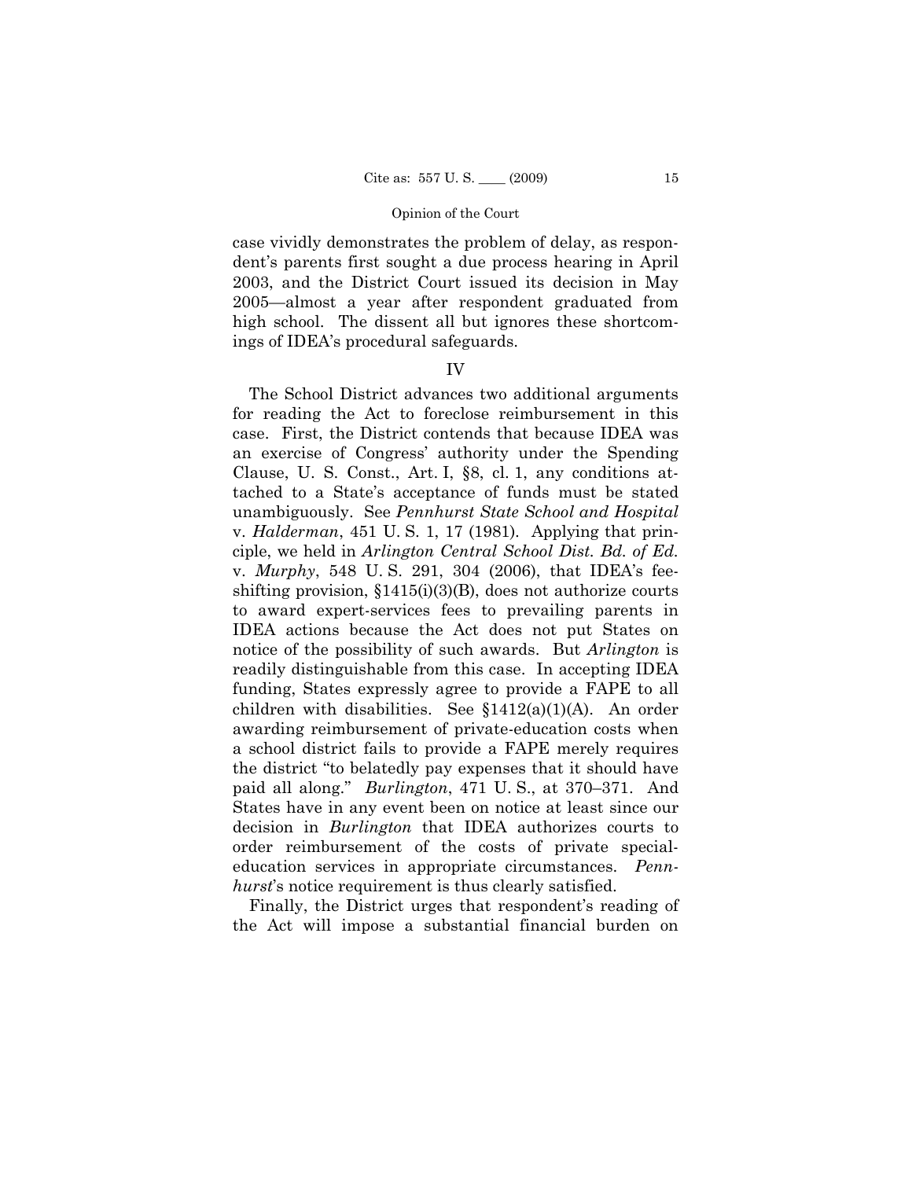case vividly demonstrates the problem of delay, as respondent's parents first sought a due process hearing in April 2003, and the District Court issued its decision in May 2005—almost a year after respondent graduated from high school. The dissent all but ignores these shortcomings of IDEA's procedural safeguards.

IV

The School District advances two additional arguments for reading the Act to foreclose reimbursement in this case. First, the District contends that because IDEA was an exercise of Congress' authority under the Spending Clause, U. S. Const., Art. I, §8, cl. 1, any conditions attached to a State's acceptance of funds must be stated unambiguously. See *Pennhurst State School and Hospital* v. *Halderman*, 451 U. S. 1, 17 (1981). Applying that principle, we held in *Arlington Central School Dist. Bd. of Ed.* v. *Murphy*, 548 U. S. 291, 304 (2006), that IDEA's fee-shifting provision, §1415(i)(3)(B), does not authorize courts to award expert-services fees to prevailing parents in IDEA actions because the Act does not put States on notice of the possibility of such awards. But *Arlington* is readily distinguishable from this case. In accepting IDEA funding, States expressly agree to provide a FAPE to all children with disabilities. See §1412(a)(1)(A). An order awarding reimbursement of private-education costs when a school district fails to provide a FAPE merely requires the district "to belatedly pay expenses that it should have paid all along." *Burlington*, 471 U. S., at 370–371. And States have in any event been on notice at least since our decision in *Burlington* that IDEA authorizes courts to order reimbursement of the costs of private special-education services in appropriate circumstances. *Pennhurst*'s notice requirement is thus clearly satisfied.

Finally, the District urges that respondent's reading of the Act will impose a substantial financial burden on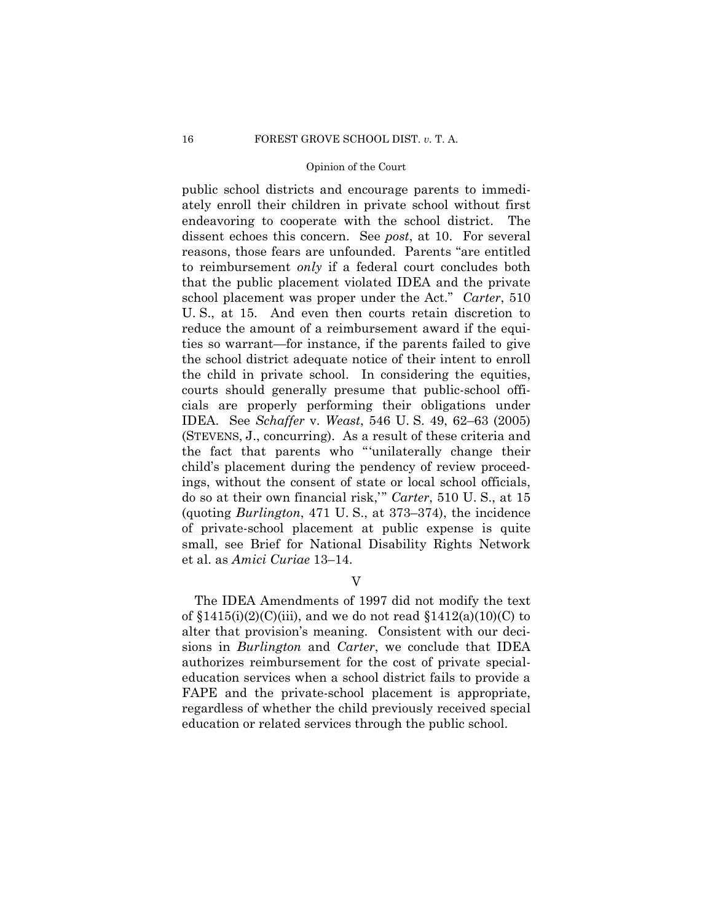public school districts and encourage parents to immediately enroll their children in private school without first endeavoring to cooperate with the school district. The dissent echoes this concern. See *post*, at 10. For several reasons, those fears are unfounded. Parents "are entitled to reimbursement *only* if a federal court concludes both that the public placement violated IDEA and the private school placement was proper under the Act." *Carter*, 510 U. S., at 15. And even then courts retain discretion to reduce the amount of a reimbursement award if the equities so warrant—for instance, if the parents failed to give the school district adequate notice of their intent to enroll the child in private school. In considering the equities, courts should generally presume that public-school officials are properly performing their obligations under IDEA. See *Schaffer* v. *Weast*, 546 U. S. 49, 62–63 (2005) (STEVENS, J., concurring). As a result of these criteria and the fact that parents who "'unilaterally change their child's placement during the pendency of review proceedings, without the consent of state or local school officials, do so at their own financial risk,'" *Carter*, 510 U. S., at 15 (quoting *Burlington*, 471 U. S., at 373–374), the incidence of private-school placement at public expense is quite small, see Brief for National Disability Rights Network et al. as *Amici Curiae* 13–14.

## V

The IDEA Amendments of 1997 did not modify the text of §1415(i)(2)(C)(iii), and we do not read §1412(a)(10)(C) to alter that provision's meaning. Consistent with our decisions in *Burlington* and *Carter*, we conclude that IDEA authorizes reimbursement for the cost of private special-education services when a school district fails to provide a FAPE and the private-school placement is appropriate, regardless of whether the child previously received special education or related services through the public school.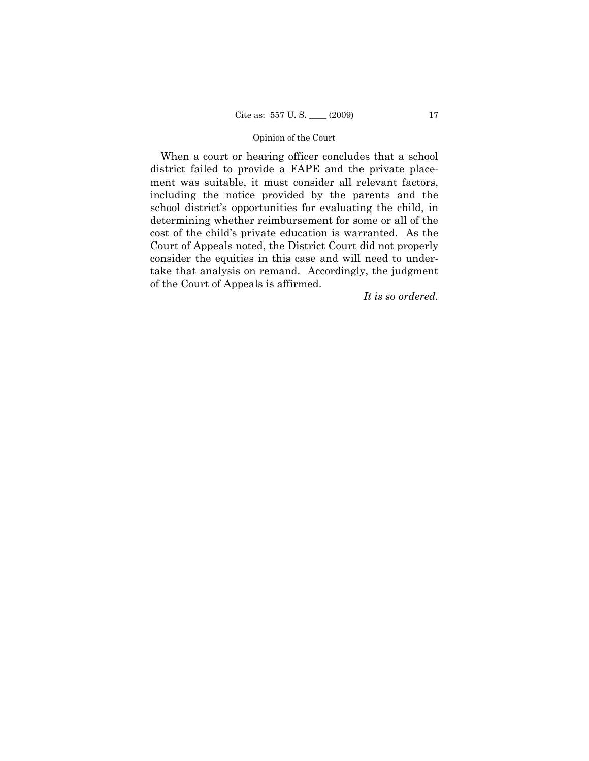When a court or hearing officer concludes that a school district failed to provide a FAPE and the private placement was suitable, it must consider all relevant factors, including the notice provided by the parents and the school district's opportunities for evaluating the child, in determining whether reimbursement for some or all of the cost of the child's private education is warranted. As the Court of Appeals noted, the District Court did not properly consider the equities in this case and will need to undertake that analysis on remand. Accordingly, the judgment of the Court of Appeals is affirmed.

*It is so ordered.*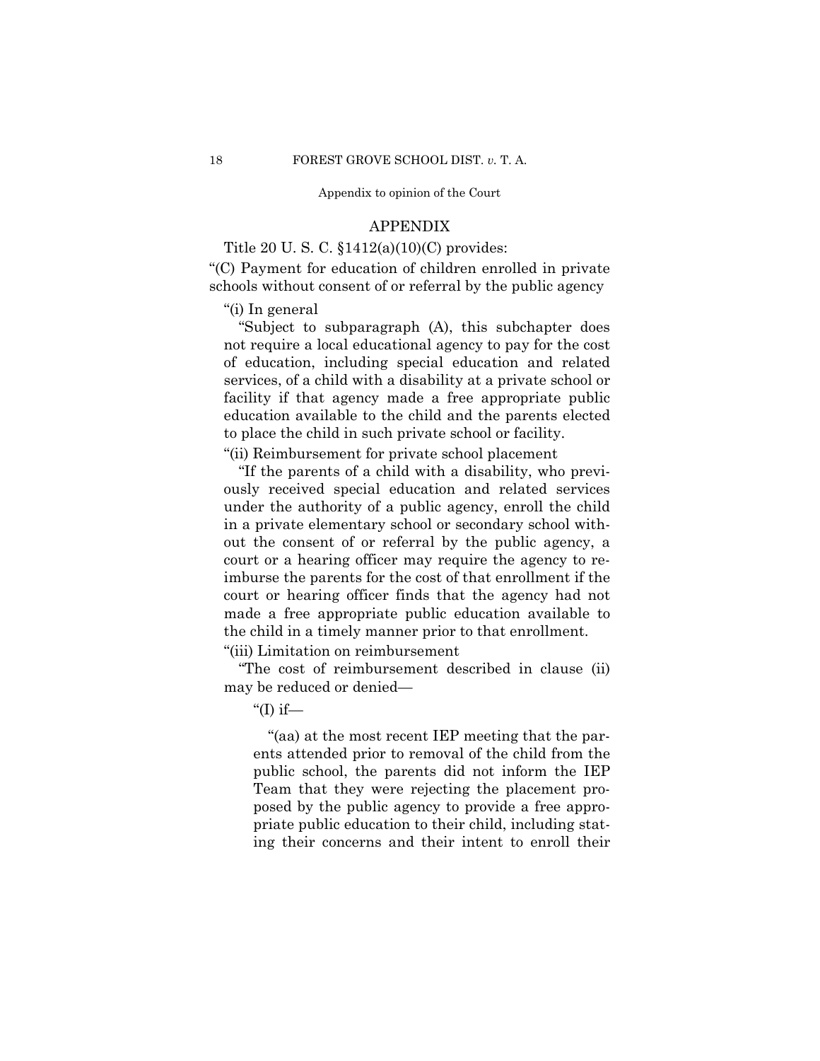## APPENDIX

Title 20 U. S. C. §1412(a)(10)(C) provides:

"(C) Payment for education of children enrolled in private schools without consent of or referral by the public agency

"(i) In general

"Subject to subparagraph (A), this subchapter does not require a local educational agency to pay for the cost of education, including special education and related services, of a child with a disability at a private school or facility if that agency made a free appropriate public education available to the child and the parents elected to place the child in such private school or facility.

"(ii) Reimbursement for private school placement

"If the parents of a child with a disability, who previously received special education and related services under the authority of a public agency, enroll the child in a private elementary school or secondary school without the consent of or referral by the public agency, a court or a hearing officer may require the agency to reimburse the parents for the cost of that enrollment if the court or hearing officer finds that the agency had not made a free appropriate public education available to the child in a timely manner prior to that enrollment.

"(iii) Limitation on reimbursement

"The cost of reimbursement described in clause (ii) may be reduced or denied—

"(I) if—

"(aa) at the most recent IEP meeting that the parents attended prior to removal of the child from the public school, the parents did not inform the IEP Team that they were rejecting the placement proposed by the public agency to provide a free appropriate public education to their child, including stating their concerns and their intent to enroll their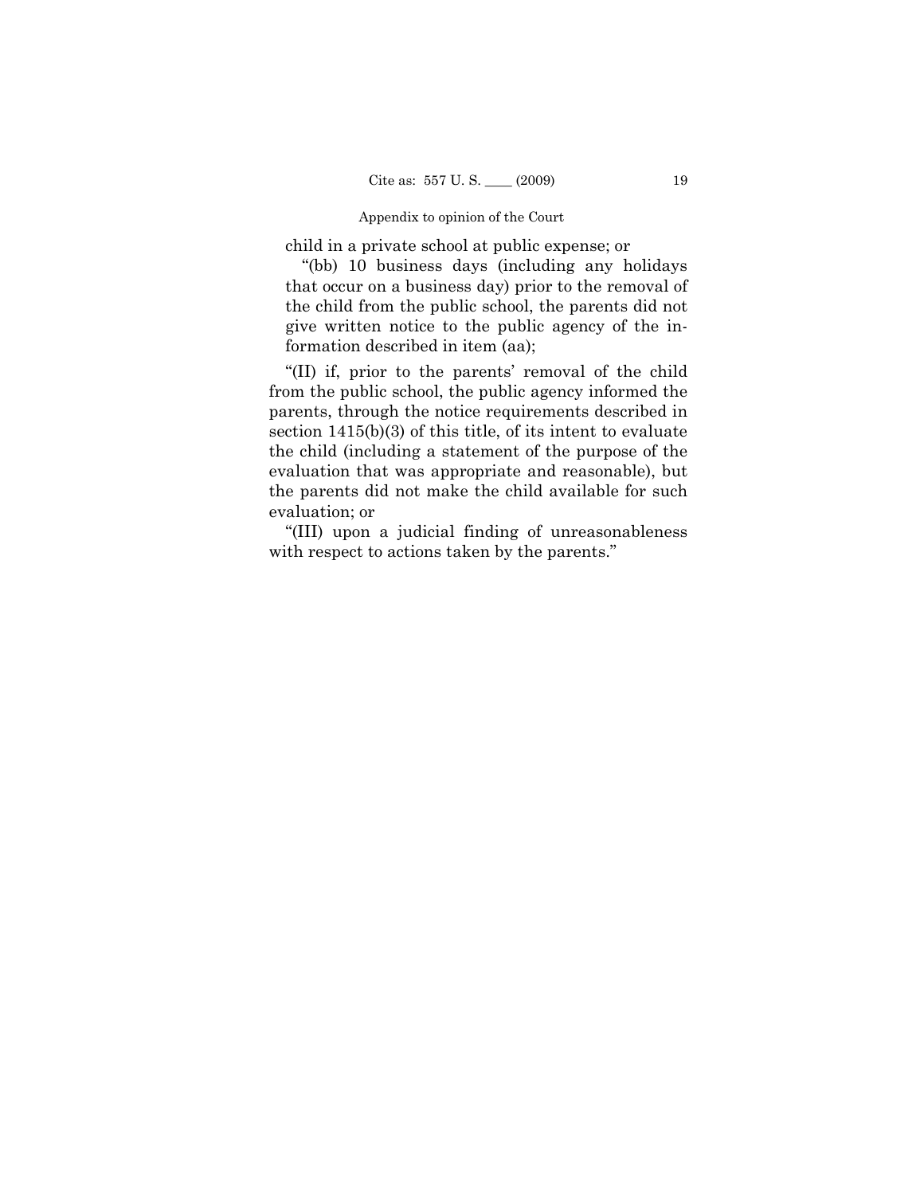child in a private school at public expense; or

"(bb) 10 business days (including any holidays that occur on a business day) prior to the removal of the child from the public school, the parents did not give written notice to the public agency of the information described in item (aa);

"(II) if, prior to the parents' removal of the child from the public school, the public agency informed the parents, through the notice requirements described in section 1415(b)(3) of this title, of its intent to evaluate the child (including a statement of the purpose of the evaluation that was appropriate and reasonable), but the parents did not make the child available for such evaluation; or

"(III) upon a judicial finding of unreasonableness with respect to actions taken by the parents."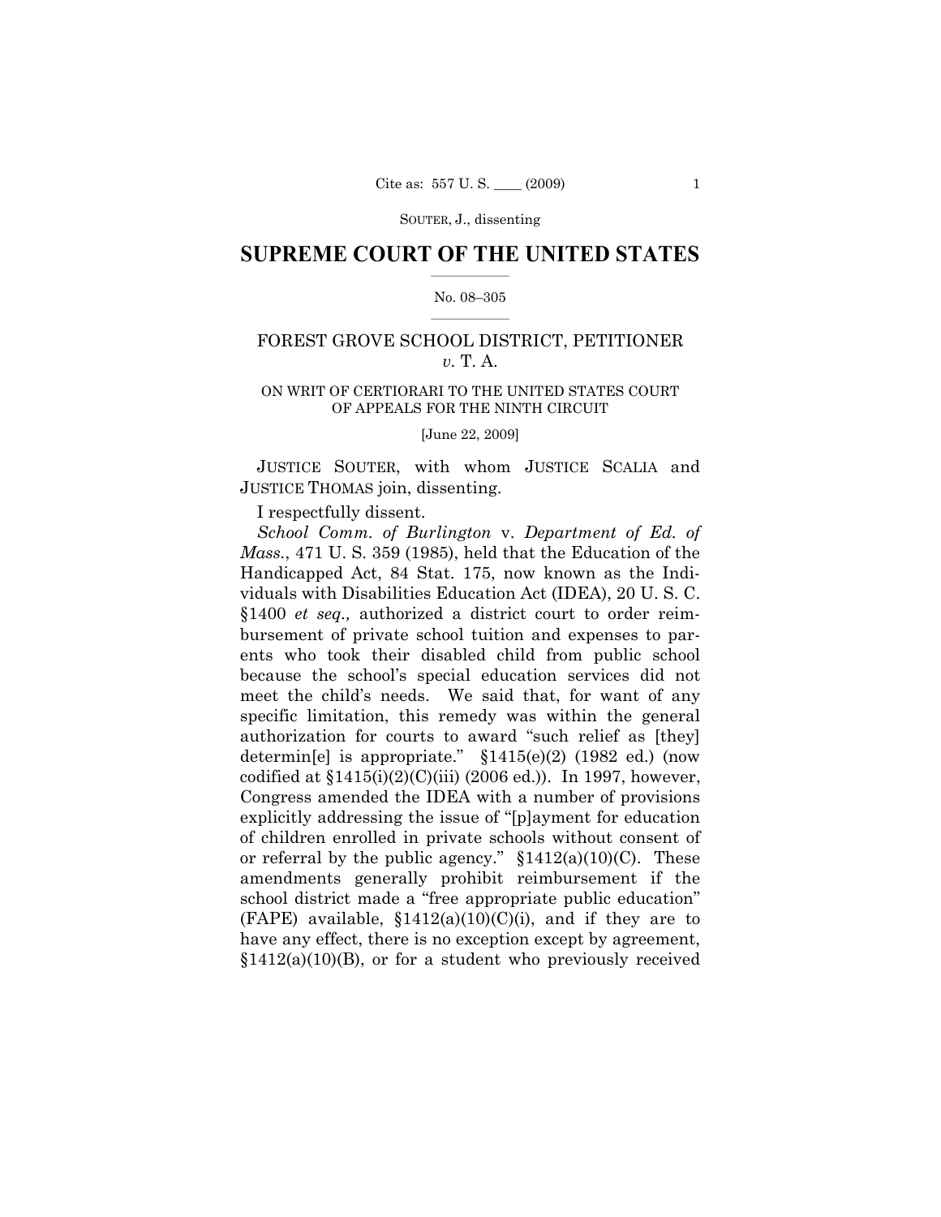SUPREME COURT OF THE UNITED STATES

No. 08–305

FOREST GROVE SCHOOL DISTRICT, PETITIONER *v.* T. A.

ON WRIT OF CERTIORARI TO THE UNITED STATES COURT OF APPEALS FOR THE NINTH CIRCUIT

[June 22, 2009]

JUSTICE SOUTER, with whom JUSTICE SCALIA and JUSTICE THOMAS join, dissenting.

I respectfully dissent.

*School Comm. of Burlington* v. *Department of Ed. of Mass.*, 471 U. S. 359 (1985), held that the Education of the Handicapped Act, 84 Stat. 175, now known as the Individuals with Disabilities Education Act (IDEA), 20 U. S. C. §1400 *et seq.,* authorized a district court to order reimbursement of private school tuition and expenses to parents who took their disabled child from public school because the school's special education services did not meet the child's needs. We said that, for want of any specific limitation, this remedy was within the general authorization for courts to award "such relief as [they] determin[e] is appropriate." §1415(e)(2) (1982 ed.) (now codified at §1415(i)(2)(C)(iii) (2006 ed.)). In 1997, however, Congress amended the IDEA with a number of provisions explicitly addressing the issue of "[p]ayment for education of children enrolled in private schools without consent of or referral by the public agency." §1412(a)(10)(C). These amendments generally prohibit reimbursement if the school district made a "free appropriate public education" (FAPE) available, §1412(a)(10)(C)(i), and if they are to have any effect, there is no exception except by agreement, §1412(a)(10)(B), or for a student who previously received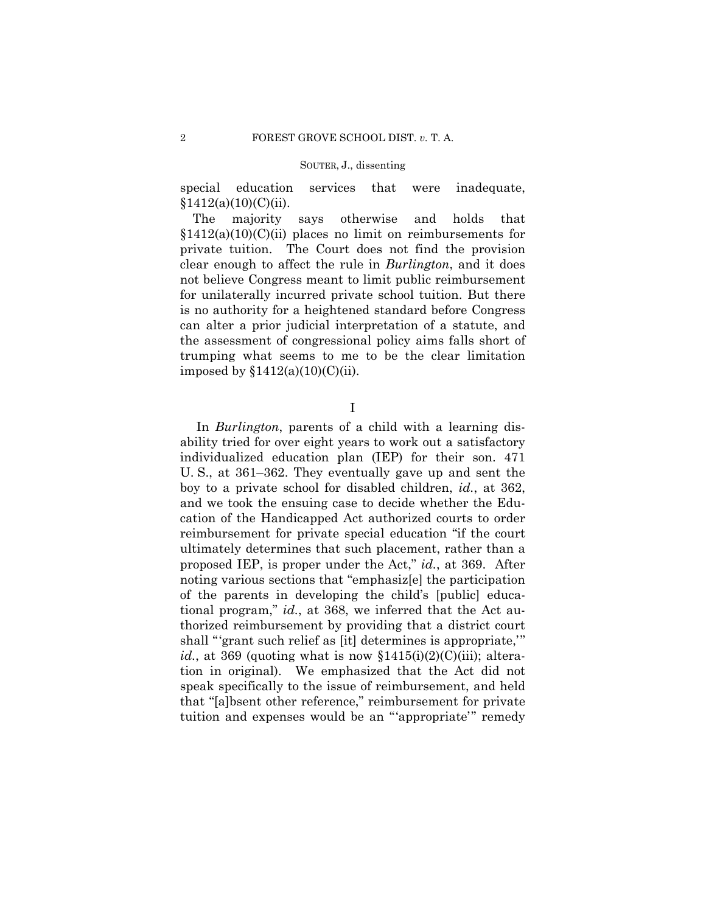special education services that were inadequate, §1412(a)(10)(C)(ii).

The majority says otherwise and holds that §1412(a)(10)(C)(ii) places no limit on reimbursements for private tuition. The Court does not find the provision clear enough to affect the rule in *Burlington*, and it does not believe Congress meant to limit public reimbursement for unilaterally incurred private school tuition. But there is no authority for a heightened standard before Congress can alter a prior judicial interpretation of a statute, and the assessment of congressional policy aims falls short of trumping what seems to me to be the clear limitation imposed by §1412(a)(10)(C)(ii).

## I

In *Burlington*, parents of a child with a learning disability tried for over eight years to work out a satisfactory individualized education plan (IEP) for their son. 471 U. S., at 361–362. They eventually gave up and sent the boy to a private school for disabled children, *id.*, at 362, and we took the ensuing case to decide whether the Education of the Handicapped Act authorized courts to order reimbursement for private special education "if the court ultimately determines that such placement, rather than a proposed IEP, is proper under the Act," *id.*, at 369. After noting various sections that "emphasiz[e] the participation of the parents in developing the child's [public] educational program," *id.*, at 368, we inferred that the Act authorized reimbursement by providing that a district court shall "'grant such relief as [it] determines is appropriate,'" *id.*, at 369 (quoting what is now §1415(i)(2)(C)(iii); alteration in original). We emphasized that the Act did not speak specifically to the issue of reimbursement, and held that "[a]bsent other reference," reimbursement for private tuition and expenses would be an "'appropriate'" remedy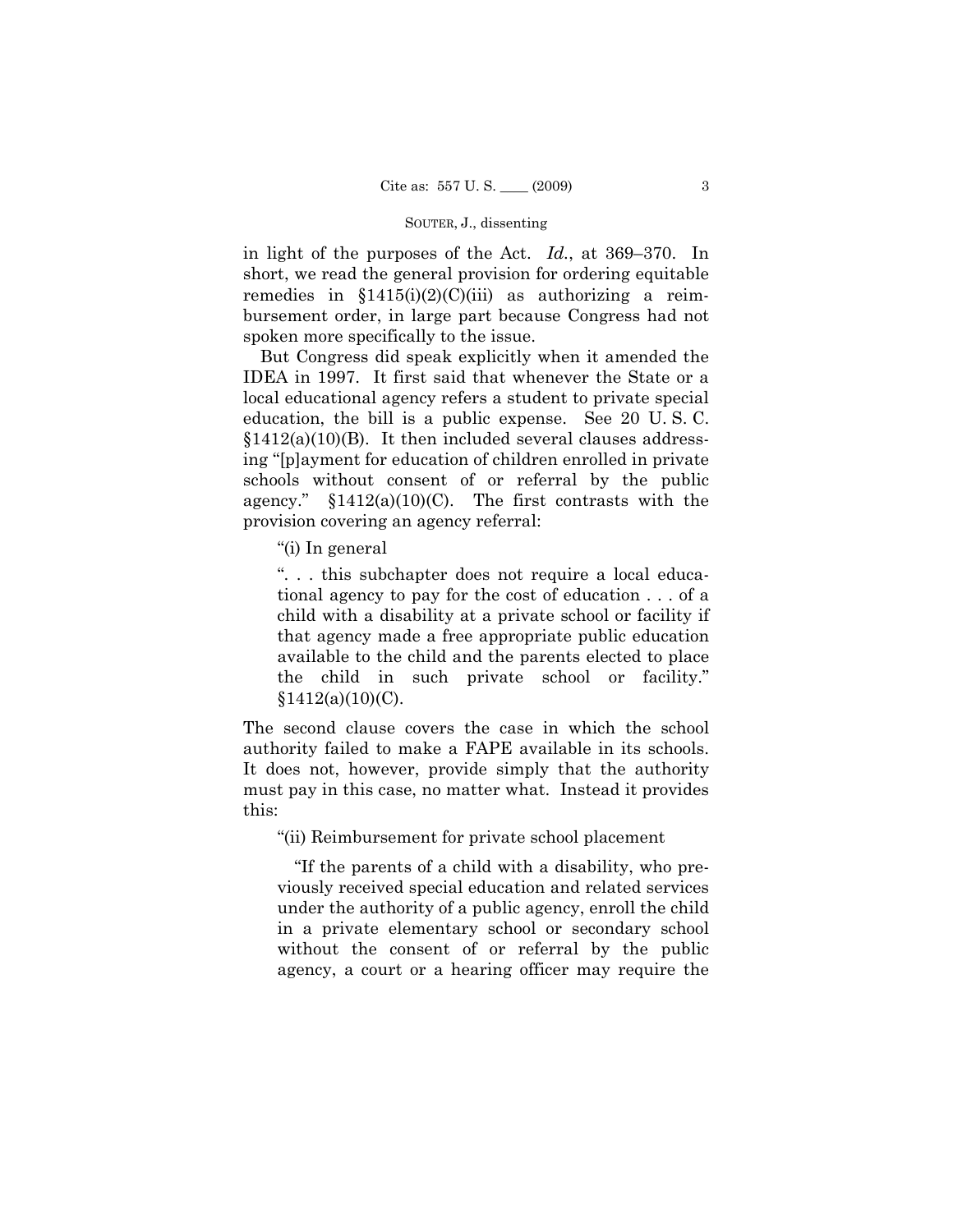in light of the purposes of the Act. *Id.*, at 369–370. In short, we read the general provision for ordering equitable remedies in §1415(i)(2)(C)(iii) as authorizing a reimbursement order, in large part because Congress had not spoken more specifically to the issue.

But Congress did speak explicitly when it amended the IDEA in 1997. It first said that whenever the State or a local educational agency refers a student to private special education, the bill is a public expense. See 20 U. S. C. §1412(a)(10)(B). It then included several clauses addressing "[p]ayment for education of children enrolled in private schools without consent of or referral by the public agency." §1412(a)(10)(C). The first contrasts with the provision covering an agency referral:

> "(i) In general
>
> ". . . this subchapter does not require a local educational agency to pay for the cost of education . . . of a child with a disability at a private school or facility if that agency made a free appropriate public education available to the child and the parents elected to place the child in such private school or facility." §1412(a)(10)(C).

The second clause covers the case in which the school authority failed to make a FAPE available in its schools. It does not, however, provide simply that the authority must pay in this case, no matter what. Instead it provides this:

> "(ii) Reimbursement for private school placement
>
> "If the parents of a child with a disability, who previously received special education and related services under the authority of a public agency, enroll the child in a private elementary school or secondary school without the consent of or referral by the public agency, a court or a hearing officer may require the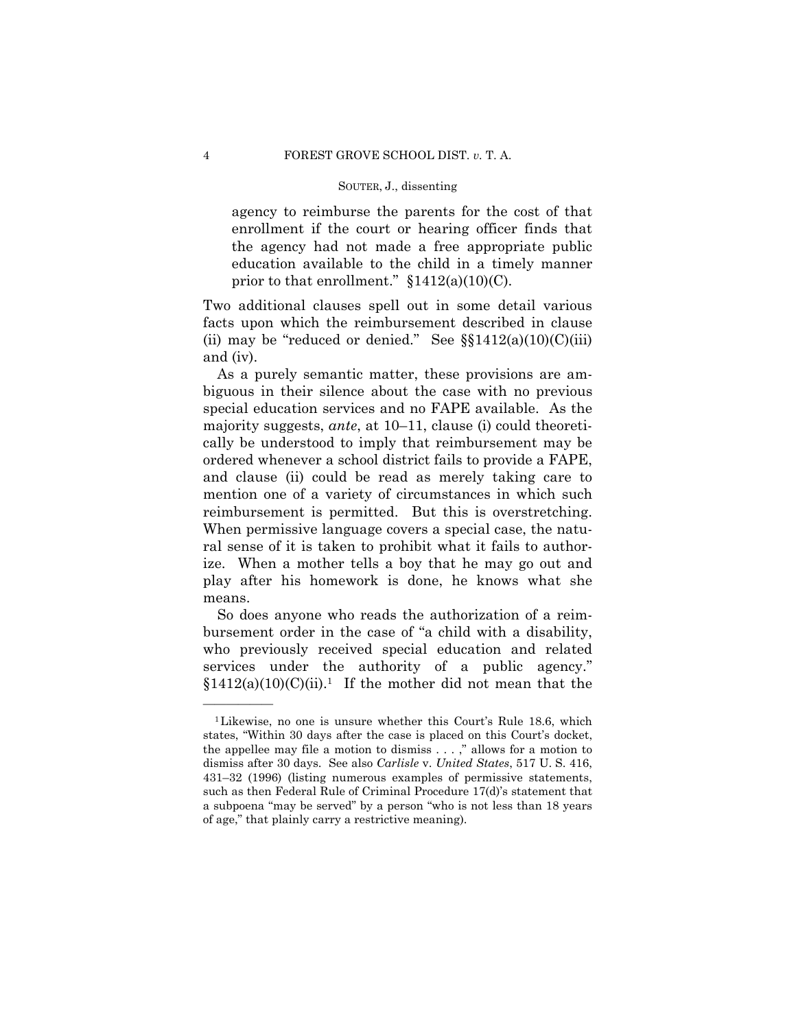> agency to reimburse the parents for the cost of that enrollment if the court or hearing officer finds that the agency had not made a free appropriate public education available to the child in a timely manner prior to that enrollment." §1412(a)(10)(C).

Two additional clauses spell out in some detail various facts upon which the reimbursement described in clause (ii) may be "reduced or denied." See §§1412(a)(10)(C)(iii) and (iv).

As a purely semantic matter, these provisions are ambiguous in their silence about the case with no previous special education services and no FAPE available. As the majority suggests, *ante*, at 10–11, clause (i) could theoretically be understood to imply that reimbursement may be ordered whenever a school district fails to provide a FAPE, and clause (ii) could be read as merely taking care to mention one of a variety of circumstances in which such reimbursement is permitted. But this is overstretching. When permissive language covers a special case, the natural sense of it is taken to prohibit what it fails to authorize. When a mother tells a boy that he may go out and play after his homework is done, he knows what she means.

So does anyone who reads the authorization of a reimbursement order in the case of "a child with a disability, who previously received special education and related services under the authority of a public agency." §1412(a)(10)(C)(ii).[1] If the mother did not mean that the

---

[1] Likewise, no one is unsure whether this Court's Rule 18.6, which states, "Within 30 days after the case is placed on this Court's docket, the appellee may file a motion to dismiss . . . ," allows for a motion to dismiss after 30 days. See also *Carlisle* v. *United States*, 517 U. S. 416, 431–32 (1996) (listing numerous examples of permissive statements, such as then Federal Rule of Criminal Procedure 17(d)'s statement that a subpoena "may be served" by a person "who is not less than 18 years of age," that plainly carry a restrictive meaning).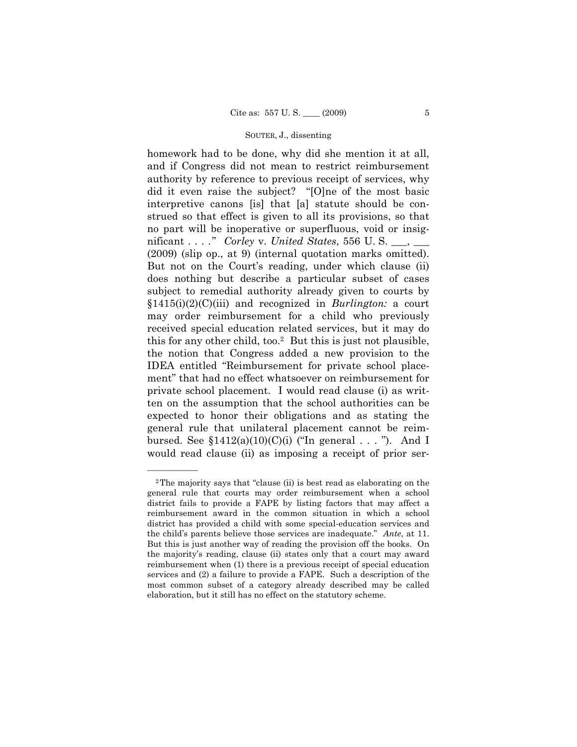homework had to be done, why did she mention it at all, and if Congress did not mean to restrict reimbursement authority by reference to previous receipt of services, why did it even raise the subject? "[O]ne of the most basic interpretive canons [is] that [a] statute should be construed so that effect is given to all its provisions, so that no part will be inoperative or superfluous, void or insignificant . . . ." *Corley* v. *United States*, 556 U. S. ___, ___ (2009) (slip op., at 9) (internal quotation marks omitted). But not on the Court's reading, under which clause (ii) does nothing but describe a particular subset of cases subject to remedial authority already given to courts by §1415(i)(2)(C)(iii) and recognized in *Burlington:* a court may order reimbursement for a child who previously received special education related services, but it may do this for any other child, too.[2] But this is just not plausible, the notion that Congress added a new provision to the IDEA entitled "Reimbursement for private school placement" that had no effect whatsoever on reimbursement for private school placement. I would read clause (i) as written on the assumption that the school authorities can be expected to honor their obligations and as stating the general rule that unilateral placement cannot be reimbursed. See §1412(a)(10)(C)(i) ("In general . . . "). And I would read clause (ii) as imposing a receipt of prior ser-

---

[2] The majority says that "clause (ii) is best read as elaborating on the general rule that courts may order reimbursement when a school district fails to provide a FAPE by listing factors that may affect a reimbursement award in the common situation in which a school district has provided a child with some special-education services and the child's parents believe those services are inadequate." *Ante*, at 11. But this is just another way of reading the provision off the books. On the majority's reading, clause (ii) states only that a court may award reimbursement when (1) there is a previous receipt of special education services and (2) a failure to provide a FAPE. Such a description of the most common subset of a category already described may be called elaboration, but it still has no effect on the statutory scheme.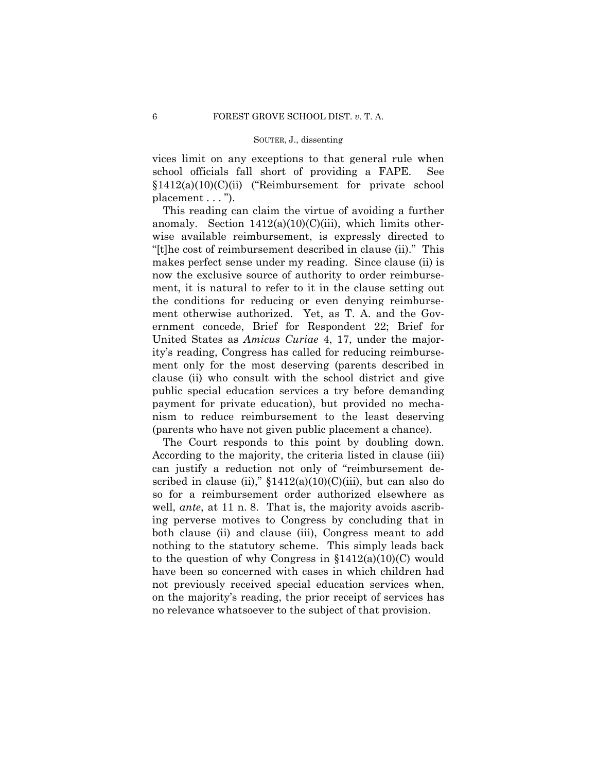vices limit on any exceptions to that general rule when school officials fall short of providing a FAPE. See §1412(a)(10)(C)(ii) ("Reimbursement for private school placement . . . ").

This reading can claim the virtue of avoiding a further anomaly. Section 1412(a)(10)(C)(iii), which limits otherwise available reimbursement, is expressly directed to "[t]he cost of reimbursement described in clause (ii)." This makes perfect sense under my reading. Since clause (ii) is now the exclusive source of authority to order reimbursement, it is natural to refer to it in the clause setting out the conditions for reducing or even denying reimbursement otherwise authorized. Yet, as T. A. and the Government concede, Brief for Respondent 22; Brief for United States as *Amicus Curiae* 4, 17, under the majority's reading, Congress has called for reducing reimbursement only for the most deserving (parents described in clause (ii) who consult with the school district and give public special education services a try before demanding payment for private education), but provided no mechanism to reduce reimbursement to the least deserving (parents who have not given public placement a chance).

The Court responds to this point by doubling down. According to the majority, the criteria listed in clause (iii) can justify a reduction not only of "reimbursement described in clause (ii)," §1412(a)(10)(C)(iii), but can also do so for a reimbursement order authorized elsewhere as well, *ante*, at 11 n. 8. That is, the majority avoids ascribing perverse motives to Congress by concluding that in both clause (ii) and clause (iii), Congress meant to add nothing to the statutory scheme. This simply leads back to the question of why Congress in §1412(a)(10)(C) would have been so concerned with cases in which children had not previously received special education services when, on the majority's reading, the prior receipt of services has no relevance whatsoever to the subject of that provision.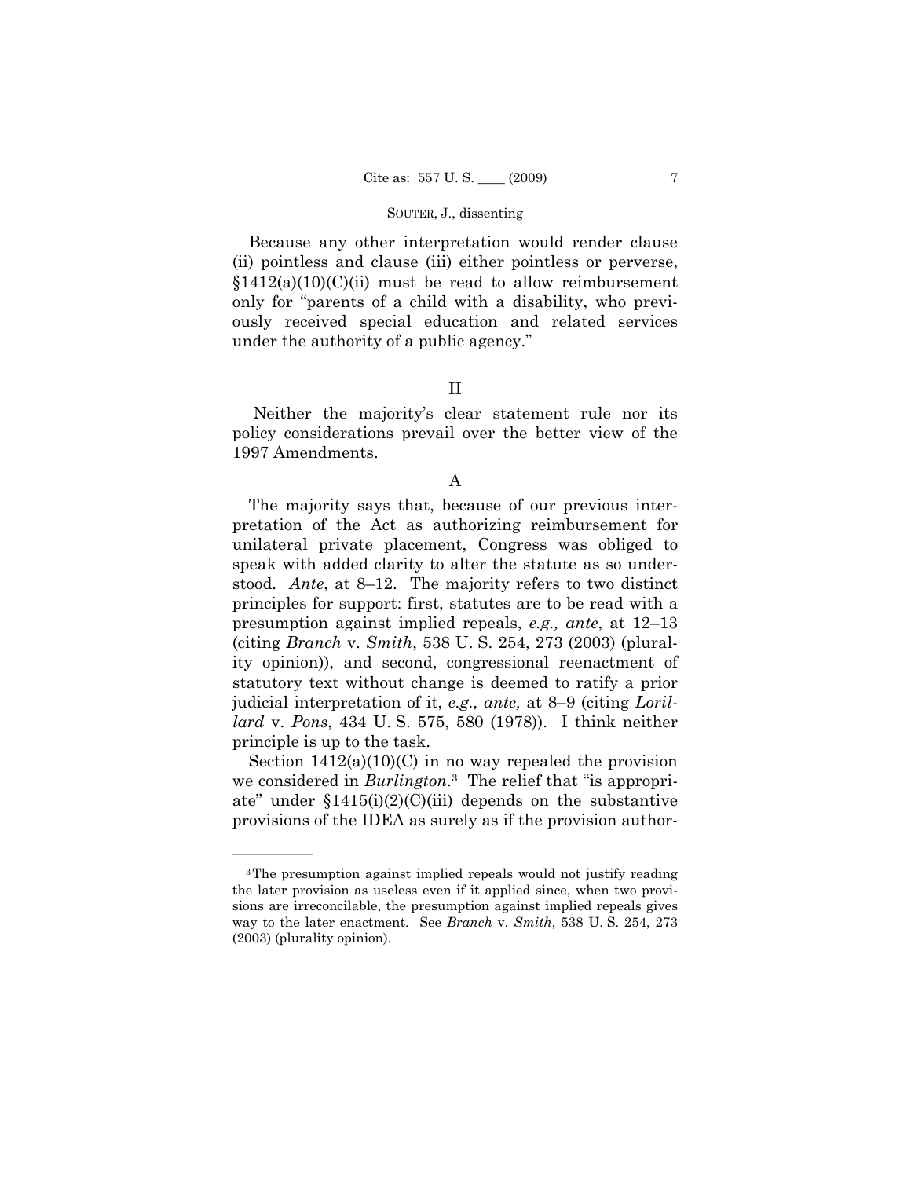Because any other interpretation would render clause (ii) pointless and clause (iii) either pointless or perverse, §1412(a)(10)(C)(ii) must be read to allow reimbursement only for "parents of a child with a disability, who previously received special education and related services under the authority of a public agency."

## II

Neither the majority's clear statement rule nor its policy considerations prevail over the better view of the 1997 Amendments.

### A

The majority says that, because of our previous interpretation of the Act as authorizing reimbursement for unilateral private placement, Congress was obliged to speak with added clarity to alter the statute as so understood. *Ante*, at 8–12. The majority refers to two distinct principles for support: first, statutes are to be read with a presumption against implied repeals, *e.g., ante*, at 12–13 (citing *Branch* v. *Smith*, 538 U. S. 254, 273 (2003) (plurality opinion)), and second, congressional reenactment of statutory text without change is deemed to ratify a prior judicial interpretation of it, *e.g., ante,* at 8–9 (citing *Lorillard* v. *Pons*, 434 U. S. 575, 580 (1978)). I think neither principle is up to the task.

Section 1412(a)(10)(C) in no way repealed the provision we considered in *Burlington*.[3] The relief that "is appropriate" under §1415(i)(2)(C)(iii) depends on the substantive provisions of the IDEA as surely as if the provision author-

---

[3] The presumption against implied repeals would not justify reading the later provision as useless even if it applied since, when two provisions are irreconcilable, the presumption against implied repeals gives way to the later enactment. See *Branch* v. *Smith*, 538 U. S. 254, 273 (2003) (plurality opinion).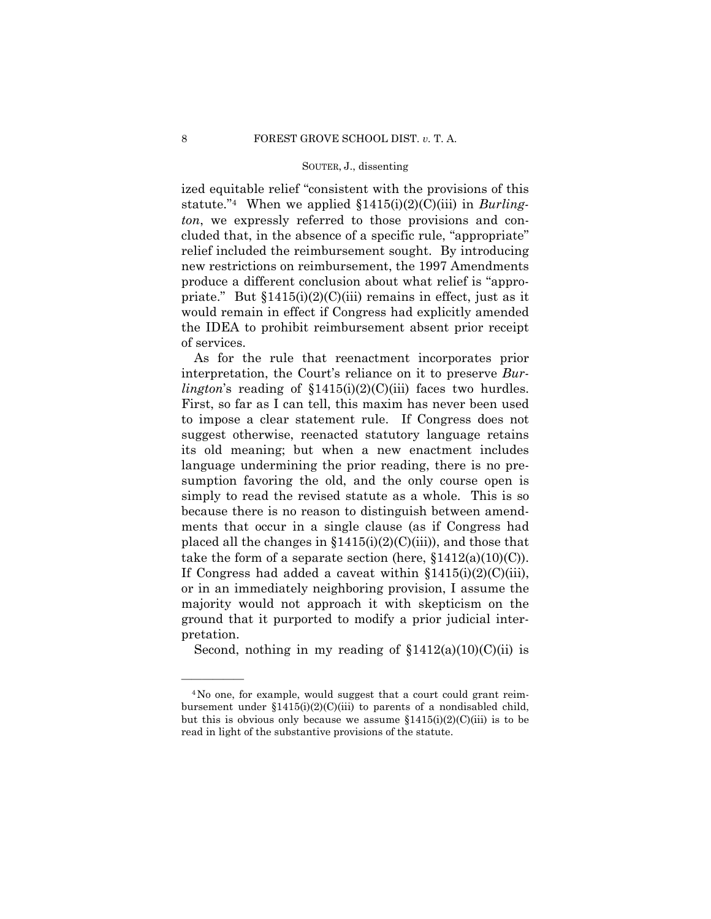ized equitable relief "consistent with the provisions of this statute."[4] When we applied §1415(i)(2)(C)(iii) in *Burlington*, we expressly referred to those provisions and concluded that, in the absence of a specific rule, "appropriate" relief included the reimbursement sought. By introducing new restrictions on reimbursement, the 1997 Amendments produce a different conclusion about what relief is "appropriate." But §1415(i)(2)(C)(iii) remains in effect, just as it would remain in effect if Congress had explicitly amended the IDEA to prohibit reimbursement absent prior receipt of services.

As for the rule that reenactment incorporates prior interpretation, the Court's reliance on it to preserve *Burlington*'s reading of §1415(i)(2)(C)(iii) faces two hurdles. First, so far as I can tell, this maxim has never been used to impose a clear statement rule. If Congress does not suggest otherwise, reenacted statutory language retains its old meaning; but when a new enactment includes language undermining the prior reading, there is no presumption favoring the old, and the only course open is simply to read the revised statute as a whole. This is so because there is no reason to distinguish between amendments that occur in a single clause (as if Congress had placed all the changes in §1415(i)(2)(C)(iii)), and those that take the form of a separate section (here, §1412(a)(10)(C)). If Congress had added a caveat within §1415(i)(2)(C)(iii), or in an immediately neighboring provision, I assume the majority would not approach it with skepticism on the ground that it purported to modify a prior judicial interpretation.

Second, nothing in my reading of §1412(a)(10)(C)(ii) is

---

[4] No one, for example, would suggest that a court could grant reimbursement under §1415(i)(2)(C)(iii) to parents of a nondisabled child, but this is obvious only because we assume §1415(i)(2)(C)(iii) is to be read in light of the substantive provisions of the statute.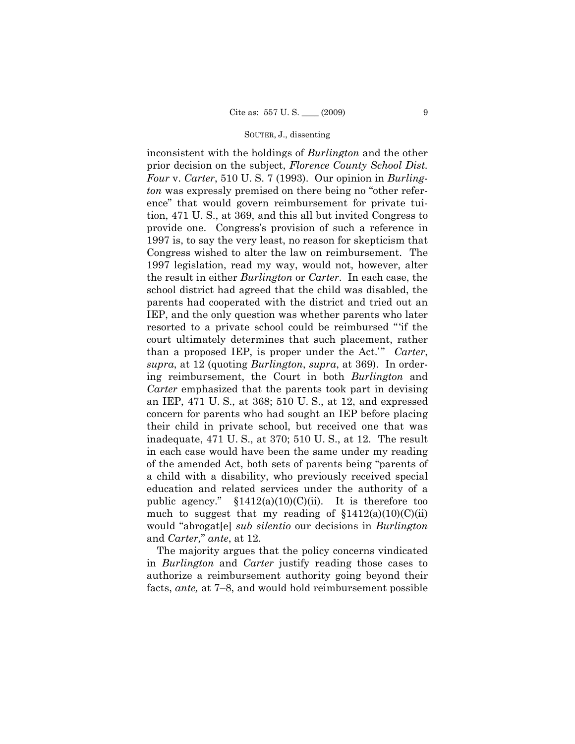inconsistent with the holdings of *Burlington* and the other prior decision on the subject, *Florence County School Dist. Four* v. *Carter*, 510 U. S. 7 (1993). Our opinion in *Burlington* was expressly premised on there being no "other reference" that would govern reimbursement for private tuition, 471 U. S., at 369, and this all but invited Congress to provide one. Congress's provision of such a reference in 1997 is, to say the very least, no reason for skepticism that Congress wished to alter the law on reimbursement. The 1997 legislation, read my way, would not, however, alter the result in either *Burlington* or *Carter*. In each case, the school district had agreed that the child was disabled, the parents had cooperated with the district and tried out an IEP, and the only question was whether parents who later resorted to a private school could be reimbursed "'if the court ultimately determines that such placement, rather than a proposed IEP, is proper under the Act.'" *Carter*, *supra*, at 12 (quoting *Burlington*, *supra*, at 369). In ordering reimbursement, the Court in both *Burlington* and *Carter* emphasized that the parents took part in devising an IEP, 471 U. S., at 368; 510 U. S., at 12, and expressed concern for parents who had sought an IEP before placing their child in private school, but received one that was inadequate, 471 U. S., at 370; 510 U. S., at 12. The result in each case would have been the same under my reading of the amended Act, both sets of parents being "parents of a child with a disability, who previously received special education and related services under the authority of a public agency." §1412(a)(10)(C)(ii). It is therefore too much to suggest that my reading of §1412(a)(10)(C)(ii) would "abrogat[e] *sub silentio* our decisions in *Burlington* and *Carter*," *ante*, at 12.

The majority argues that the policy concerns vindicated in *Burlington* and *Carter* justify reading those cases to authorize a reimbursement authority going beyond their facts, *ante*, at 7–8, and would hold reimbursement possible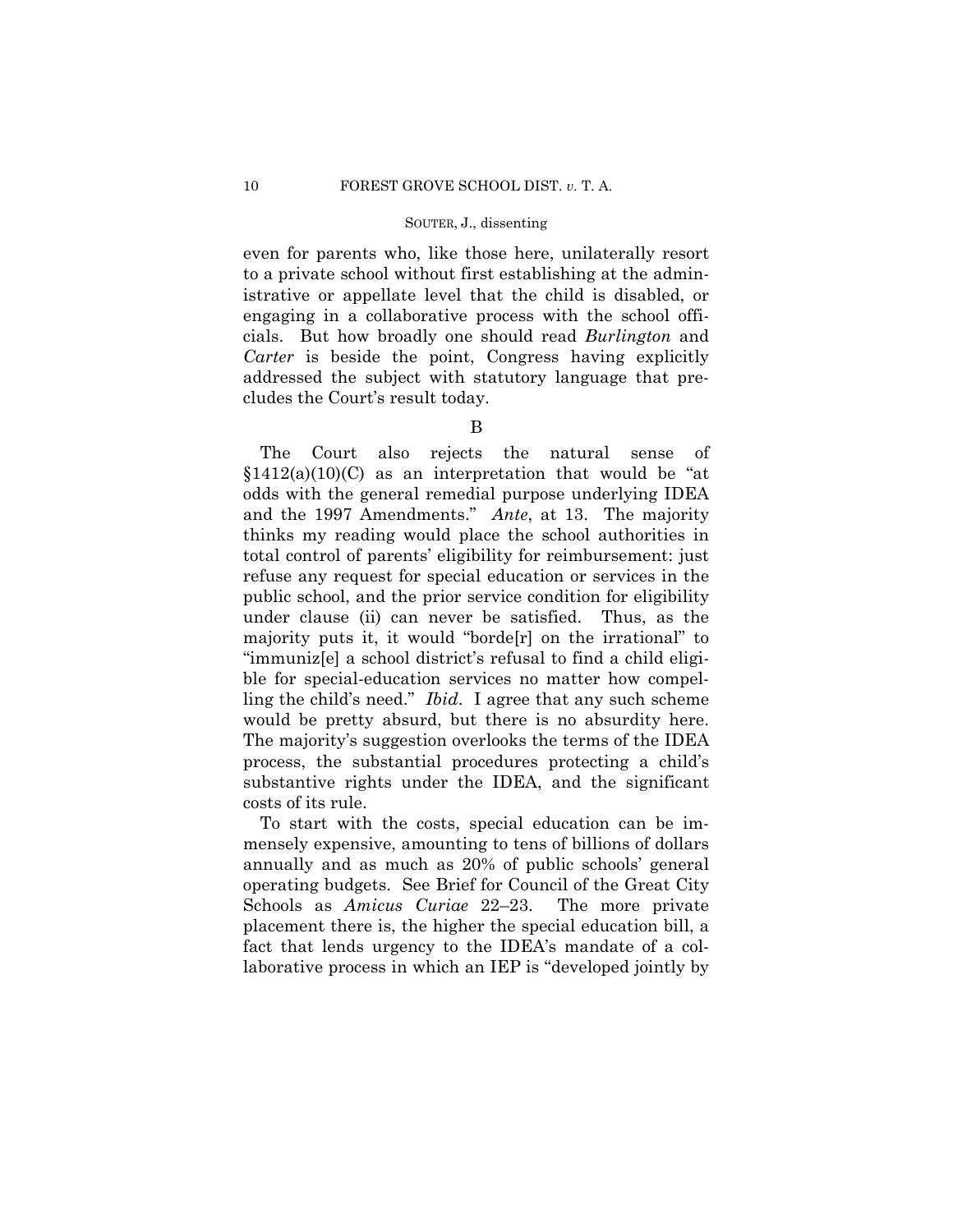even for parents who, like those here, unilaterally resort to a private school without first establishing at the administrative or appellate level that the child is disabled, or engaging in a collaborative process with the school officials. But how broadly one should read *Burlington* and *Carter* is beside the point, Congress having explicitly addressed the subject with statutory language that precludes the Court's result today.

B

The Court also rejects the natural sense of §1412(a)(10)(C) as an interpretation that would be "at odds with the general remedial purpose underlying IDEA and the 1997 Amendments." *Ante*, at 13. The majority thinks my reading would place the school authorities in total control of parents' eligibility for reimbursement: just refuse any request for special education or services in the public school, and the prior service condition for eligibility under clause (ii) can never be satisfied. Thus, as the majority puts it, it would "borde[r] on the irrational" to "immuniz[e] a school district's refusal to find a child eligible for special-education services no matter how compelling the child's need." *Ibid*. I agree that any such scheme would be pretty absurd, but there is no absurdity here. The majority's suggestion overlooks the terms of the IDEA process, the substantial procedures protecting a child's substantive rights under the IDEA, and the significant costs of its rule.

To start with the costs, special education can be immensely expensive, amounting to tens of billions of dollars annually and as much as 20% of public schools' general operating budgets. See Brief for Council of the Great City Schools as *Amicus Curiae* 22–23. The more private placement there is, the higher the special education bill, a fact that lends urgency to the IDEA's mandate of a collaborative process in which an IEP is "developed jointly by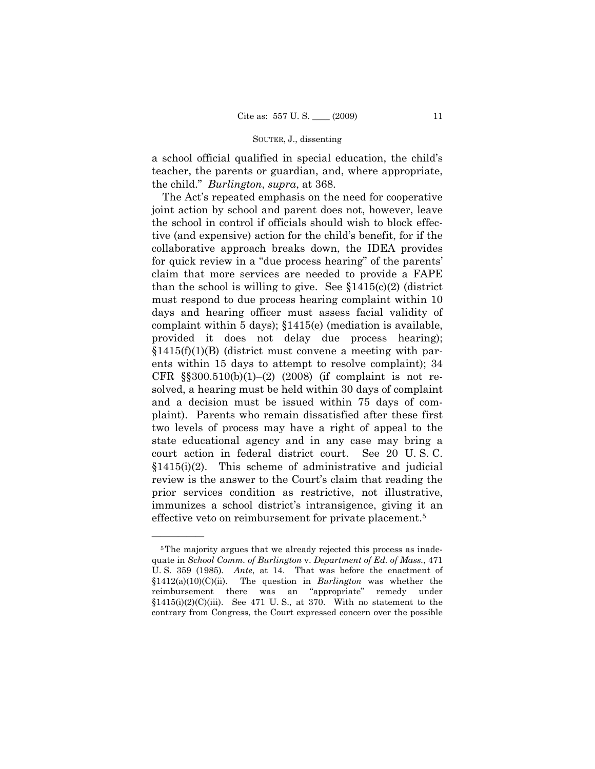a school official qualified in special education, the child's teacher, the parents or guardian, and, where appropriate, the child." *Burlington*, *supra*, at 368.

The Act's repeated emphasis on the need for cooperative joint action by school and parent does not, however, leave the school in control if officials should wish to block effective (and expensive) action for the child's benefit, for if the collaborative approach breaks down, the IDEA provides for quick review in a "due process hearing" of the parents' claim that more services are needed to provide a FAPE than the school is willing to give. See §1415(c)(2) (district must respond to due process hearing complaint within 10 days and hearing officer must assess facial validity of complaint within 5 days); §1415(e) (mediation is available, provided it does not delay due process hearing); §1415(f)(1)(B) (district must convene a meeting with parents within 15 days to attempt to resolve complaint); 34 CFR §§300.510(b)(1)–(2) (2008) (if complaint is not resolved, a hearing must be held within 30 days of complaint and a decision must be issued within 75 days of complaint). Parents who remain dissatisfied after these first two levels of process may have a right of appeal to the state educational agency and in any case may bring a court action in federal district court. See 20 U. S. C. §1415(i)(2). This scheme of administrative and judicial review is the answer to the Court's claim that reading the prior services condition as restrictive, not illustrative, immunizes a school district's intransigence, giving it an effective veto on reimbursement for private placement.[5]

---

[5] The majority argues that we already rejected this process as inadequate in *School Comm. of Burlington* v. *Department of Ed. of Mass.*, 471 U. S. 359 (1985). *Ante*, at 14. That was before the enactment of §1412(a)(10)(C)(ii). The question in *Burlington* was whether the reimbursement there was an "appropriate" remedy under §1415(i)(2)(C)(iii). See 471 U. S., at 370. With no statement to the contrary from Congress, the Court expressed concern over the possible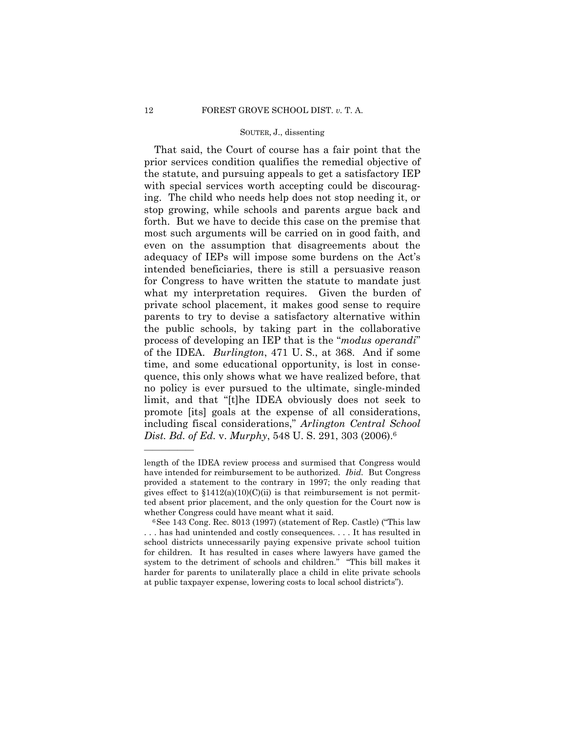That said, the Court of course has a fair point that the prior services condition qualifies the remedial objective of the statute, and pursuing appeals to get a satisfactory IEP with special services worth accepting could be discouraging. The child who needs help does not stop needing it, or stop growing, while schools and parents argue back and forth. But we have to decide this case on the premise that most such arguments will be carried on in good faith, and even on the assumption that disagreements about the adequacy of IEPs will impose some burdens on the Act's intended beneficiaries, there is still a persuasive reason for Congress to have written the statute to mandate just what my interpretation requires. Given the burden of private school placement, it makes good sense to require parents to try to devise a satisfactory alternative within the public schools, by taking part in the collaborative process of developing an IEP that is the "*modus operandi*" of the IDEA. *Burlington*, 471 U. S., at 368. And if some time, and some educational opportunity, is lost in consequence, this only shows what we have realized before, that no policy is ever pursued to the ultimate, single-minded limit, and that "[t]he IDEA obviously does not seek to promote [its] goals at the expense of all considerations, including fiscal considerations," *Arlington Central School Dist. Bd. of Ed.* v. *Murphy*, 548 U. S. 291, 303 (2006).[6]

---

length of the IDEA review process and surmised that Congress would have intended for reimbursement to be authorized. *Ibid.* But Congress provided a statement to the contrary in 1997; the only reading that gives effect to §1412(a)(10)(C)(ii) is that reimbursement is not permitted absent prior placement, and the only question for the Court now is whether Congress could have meant what it said.

[6] See 143 Cong. Rec. 8013 (1997) (statement of Rep. Castle) ("This law . . . has had unintended and costly consequences. . . . It has resulted in school districts unnecessarily paying expensive private school tuition for children. It has resulted in cases where lawyers have gamed the system to the detriment of schools and children." "This bill makes it harder for parents to unilaterally place a child in elite private schools at public taxpayer expense, lowering costs to local school districts").